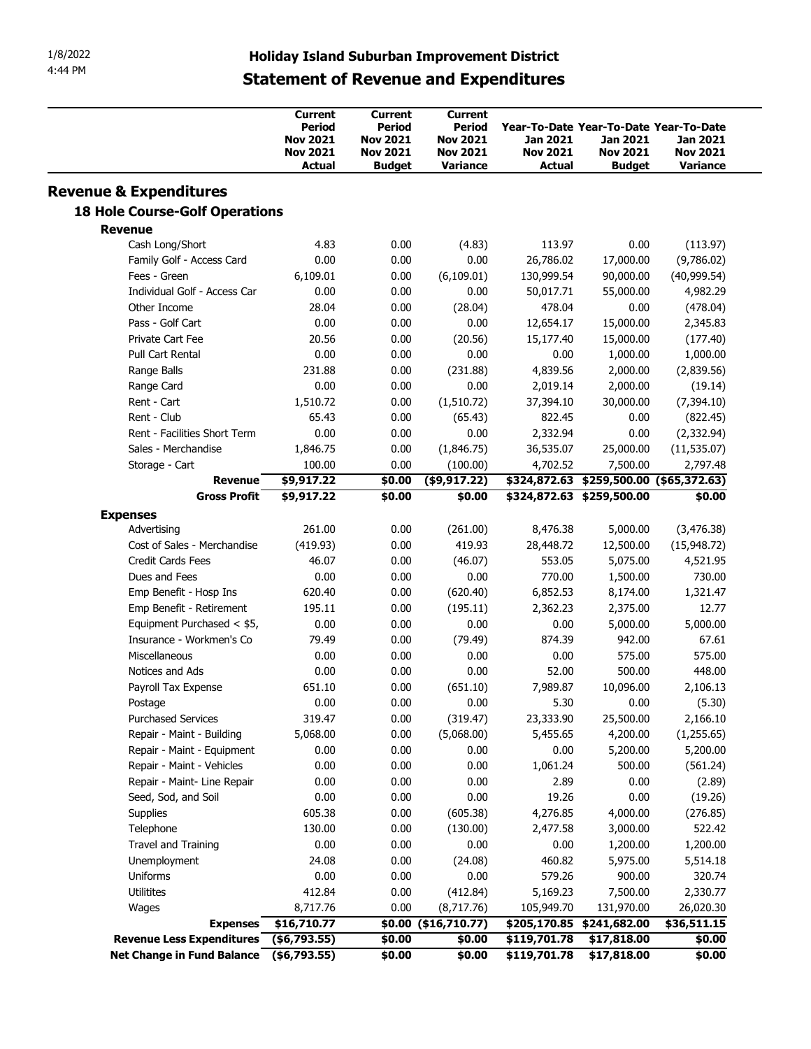1/8/2022
4:44 PM

# Holiday Island Suburban Improvement District

## Statement of Revenue and Expenditures

| | Current Period Nov 2021 Nov 2021 Actual | Current Period Nov 2021 Nov 2021 Budget | Current Period Nov 2021 Nov 2021 Variance | Year-To-Date Jan 2021 Nov 2021 Actual | Year-To-Date Jan 2021 Nov 2021 Budget | Year-To-Date Jan 2021 Nov 2021 Variance |
|---|---|---|---|---|---|---|
| **Revenue & Expenditures** | | | | | | |
| **18 Hole Course-Golf Operations** | | | | | | |
| **Revenue** | | | | | | |
| Cash Long/Short | 4.83 | 0.00 | (4.83) | 113.97 | 0.00 | (113.97) |
| Family Golf - Access Card | 0.00 | 0.00 | 0.00 | 26,786.02 | 17,000.00 | (9,786.02) |
| Fees - Green | 6,109.01 | 0.00 | (6,109.01) | 130,999.54 | 90,000.00 | (40,999.54) |
| Individual Golf - Access Car | 0.00 | 0.00 | 0.00 | 50,017.71 | 55,000.00 | 4,982.29 |
| Other Income | 28.04 | 0.00 | (28.04) | 478.04 | 0.00 | (478.04) |
| Pass - Golf Cart | 0.00 | 0.00 | 0.00 | 12,654.17 | 15,000.00 | 2,345.83 |
| Private Cart Fee | 20.56 | 0.00 | (20.56) | 15,177.40 | 15,000.00 | (177.40) |
| Pull Cart Rental | 0.00 | 0.00 | 0.00 | 0.00 | 1,000.00 | 1,000.00 |
| Range Balls | 231.88 | 0.00 | (231.88) | 4,839.56 | 2,000.00 | (2,839.56) |
| Range Card | 0.00 | 0.00 | 0.00 | 2,019.14 | 2,000.00 | (19.14) |
| Rent - Cart | 1,510.72 | 0.00 | (1,510.72) | 37,394.10 | 30,000.00 | (7,394.10) |
| Rent - Club | 65.43 | 0.00 | (65.43) | 822.45 | 0.00 | (822.45) |
| Rent - Facilities Short Term | 0.00 | 0.00 | 0.00 | 2,332.94 | 0.00 | (2,332.94) |
| Sales - Merchandise | 1,846.75 | 0.00 | (1,846.75) | 36,535.07 | 25,000.00 | (11,535.07) |
| Storage - Cart | 100.00 | 0.00 | (100.00) | 4,702.52 | 7,500.00 | 2,797.48 |
| **Revenue** | **$9,917.22** | **$0.00** | **($9,917.22)** | **$324,872.63** | **$259,500.00** | **($65,372.63)** |
| **Gross Profit** | **$9,917.22** | **$0.00** | **$0.00** | **$324,872.63** | **$259,500.00** | **$0.00** |
| **Expenses** | | | | | | |
| Advertising | 261.00 | 0.00 | (261.00) | 8,476.38 | 5,000.00 | (3,476.38) |
| Cost of Sales - Merchandise | (419.93) | 0.00 | 419.93 | 28,448.72 | 12,500.00 | (15,948.72) |
| Credit Cards Fees | 46.07 | 0.00 | (46.07) | 553.05 | 5,075.00 | 4,521.95 |
| Dues and Fees | 0.00 | 0.00 | 0.00 | 770.00 | 1,500.00 | 730.00 |
| Emp Benefit - Hosp Ins | 620.40 | 0.00 | (620.40) | 6,852.53 | 8,174.00 | 1,321.47 |
| Emp Benefit - Retirement | 195.11 | 0.00 | (195.11) | 2,362.23 | 2,375.00 | 12.77 |
| Equipment Purchased < $5, | 0.00 | 0.00 | 0.00 | 0.00 | 5,000.00 | 5,000.00 |
| Insurance - Workmen's Co | 79.49 | 0.00 | (79.49) | 874.39 | 942.00 | 67.61 |
| Miscellaneous | 0.00 | 0.00 | 0.00 | 0.00 | 575.00 | 575.00 |
| Notices and Ads | 0.00 | 0.00 | 0.00 | 52.00 | 500.00 | 448.00 |
| Payroll Tax Expense | 651.10 | 0.00 | (651.10) | 7,989.87 | 10,096.00 | 2,106.13 |
| Postage | 0.00 | 0.00 | 0.00 | 5.30 | 0.00 | (5.30) |
| Purchased Services | 319.47 | 0.00 | (319.47) | 23,333.90 | 25,500.00 | 2,166.10 |
| Repair - Maint - Building | 5,068.00 | 0.00 | (5,068.00) | 5,455.65 | 4,200.00 | (1,255.65) |
| Repair - Maint - Equipment | 0.00 | 0.00 | 0.00 | 0.00 | 5,200.00 | 5,200.00 |
| Repair - Maint - Vehicles | 0.00 | 0.00 | 0.00 | 1,061.24 | 500.00 | (561.24) |
| Repair - Maint- Line Repair | 0.00 | 0.00 | 0.00 | 2.89 | 0.00 | (2.89) |
| Seed, Sod, and Soil | 0.00 | 0.00 | 0.00 | 19.26 | 0.00 | (19.26) |
| Supplies | 605.38 | 0.00 | (605.38) | 4,276.85 | 4,000.00 | (276.85) |
| Telephone | 130.00 | 0.00 | (130.00) | 2,477.58 | 3,000.00 | 522.42 |
| Travel and Training | 0.00 | 0.00 | 0.00 | 0.00 | 1,200.00 | 1,200.00 |
| Unemployment | 24.08 | 0.00 | (24.08) | 460.82 | 5,975.00 | 5,514.18 |
| Uniforms | 0.00 | 0.00 | 0.00 | 579.26 | 900.00 | 320.74 |
| Utilitites | 412.84 | 0.00 | (412.84) | 5,169.23 | 7,500.00 | 2,330.77 |
| Wages | 8,717.76 | 0.00 | (8,717.76) | 105,949.70 | 131,970.00 | 26,020.30 |
| **Expenses** | **$16,710.77** | **$0.00** | **($16,710.77)** | **$205,170.85** | **$241,682.00** | **$36,511.15** |
| **Revenue Less Expenditures** | **($6,793.55)** | **$0.00** | **$0.00** | **$119,701.78** | **$17,818.00** | **$0.00** |
| **Net Change in Fund Balance** | **($6,793.55)** | **$0.00** | **$0.00** | **$119,701.78** | **$17,818.00** | **$0.00** |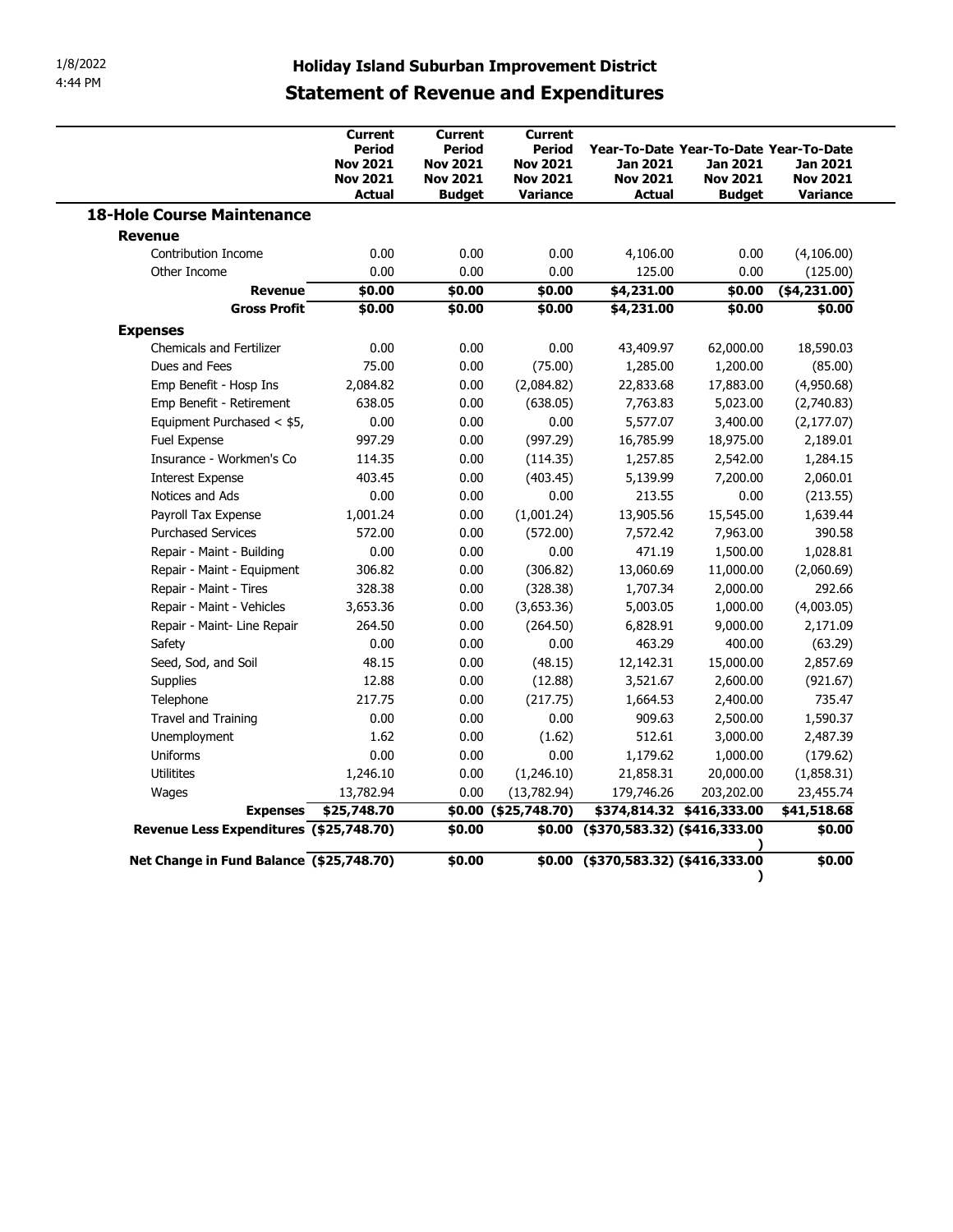# Holiday Island Suburban Improvement District

## Statement of Revenue and Expenditures

| | Current Period Nov 2021 Nov 2021 Actual | Current Period Nov 2021 Nov 2021 Budget | Current Period Nov 2021 Nov 2021 Variance | Year-To-Date Jan 2021 Nov 2021 Actual | Year-To-Date Jan 2021 Nov 2021 Budget | Year-To-Date Jan 2021 Nov 2021 Variance |
|---|---|---|---|---|---|---|
| **18-Hole Course Maintenance** | | | | | | |
| **Revenue** | | | | | | |
| Contribution Income | 0.00 | 0.00 | 0.00 | 4,106.00 | 0.00 | (4,106.00) |
| Other Income | 0.00 | 0.00 | 0.00 | 125.00 | 0.00 | (125.00) |
| **Revenue** | **$0.00** | **$0.00** | **$0.00** | **$4,231.00** | **$0.00** | **($4,231.00)** |
| **Gross Profit** | **$0.00** | **$0.00** | **$0.00** | **$4,231.00** | **$0.00** | **$0.00** |
| **Expenses** | | | | | | |
| Chemicals and Fertilizer | 0.00 | 0.00 | 0.00 | 43,409.97 | 62,000.00 | 18,590.03 |
| Dues and Fees | 75.00 | 0.00 | (75.00) | 1,285.00 | 1,200.00 | (85.00) |
| Emp Benefit - Hosp Ins | 2,084.82 | 0.00 | (2,084.82) | 22,833.68 | 17,883.00 | (4,950.68) |
| Emp Benefit - Retirement | 638.05 | 0.00 | (638.05) | 7,763.83 | 5,023.00 | (2,740.83) |
| Equipment Purchased < $5, | 0.00 | 0.00 | 0.00 | 5,577.07 | 3,400.00 | (2,177.07) |
| Fuel Expense | 997.29 | 0.00 | (997.29) | 16,785.99 | 18,975.00 | 2,189.01 |
| Insurance - Workmen's Co | 114.35 | 0.00 | (114.35) | 1,257.85 | 2,542.00 | 1,284.15 |
| Interest Expense | 403.45 | 0.00 | (403.45) | 5,139.99 | 7,200.00 | 2,060.01 |
| Notices and Ads | 0.00 | 0.00 | 0.00 | 213.55 | 0.00 | (213.55) |
| Payroll Tax Expense | 1,001.24 | 0.00 | (1,001.24) | 13,905.56 | 15,545.00 | 1,639.44 |
| Purchased Services | 572.00 | 0.00 | (572.00) | 7,572.42 | 7,963.00 | 390.58 |
| Repair - Maint - Building | 0.00 | 0.00 | 0.00 | 471.19 | 1,500.00 | 1,028.81 |
| Repair - Maint - Equipment | 306.82 | 0.00 | (306.82) | 13,060.69 | 11,000.00 | (2,060.69) |
| Repair - Maint - Tires | 328.38 | 0.00 | (328.38) | 1,707.34 | 2,000.00 | 292.66 |
| Repair - Maint - Vehicles | 3,653.36 | 0.00 | (3,653.36) | 5,003.05 | 1,000.00 | (4,003.05) |
| Repair - Maint- Line Repair | 264.50 | 0.00 | (264.50) | 6,828.91 | 9,000.00 | 2,171.09 |
| Safety | 0.00 | 0.00 | 0.00 | 463.29 | 400.00 | (63.29) |
| Seed, Sod, and Soil | 48.15 | 0.00 | (48.15) | 12,142.31 | 15,000.00 | 2,857.69 |
| Supplies | 12.88 | 0.00 | (12.88) | 3,521.67 | 2,600.00 | (921.67) |
| Telephone | 217.75 | 0.00 | (217.75) | 1,664.53 | 2,400.00 | 735.47 |
| Travel and Training | 0.00 | 0.00 | 0.00 | 909.63 | 2,500.00 | 1,590.37 |
| Unemployment | 1.62 | 0.00 | (1.62) | 512.61 | 3,000.00 | 2,487.39 |
| Uniforms | 0.00 | 0.00 | 0.00 | 1,179.62 | 1,000.00 | (179.62) |
| Utilitites | 1,246.10 | 0.00 | (1,246.10) | 21,858.31 | 20,000.00 | (1,858.31) |
| Wages | 13,782.94 | 0.00 | (13,782.94) | 179,746.26 | 203,202.00 | 23,455.74 |
| **Expenses** | **$25,748.70** | **$0.00** | **($25,748.70)** | **$374,814.32** | **$416,333.00** | **$41,518.68** |
| **Revenue Less Expenditures** | **($25,748.70)** | **$0.00** | **$0.00** | **($370,583.32)** | **($416,333.00)** | **$0.00** |
| **Net Change in Fund Balance** | **($25,748.70)** | **$0.00** | **$0.00** | **($370,583.32)** | **($416,333.00)** | **$0.00** |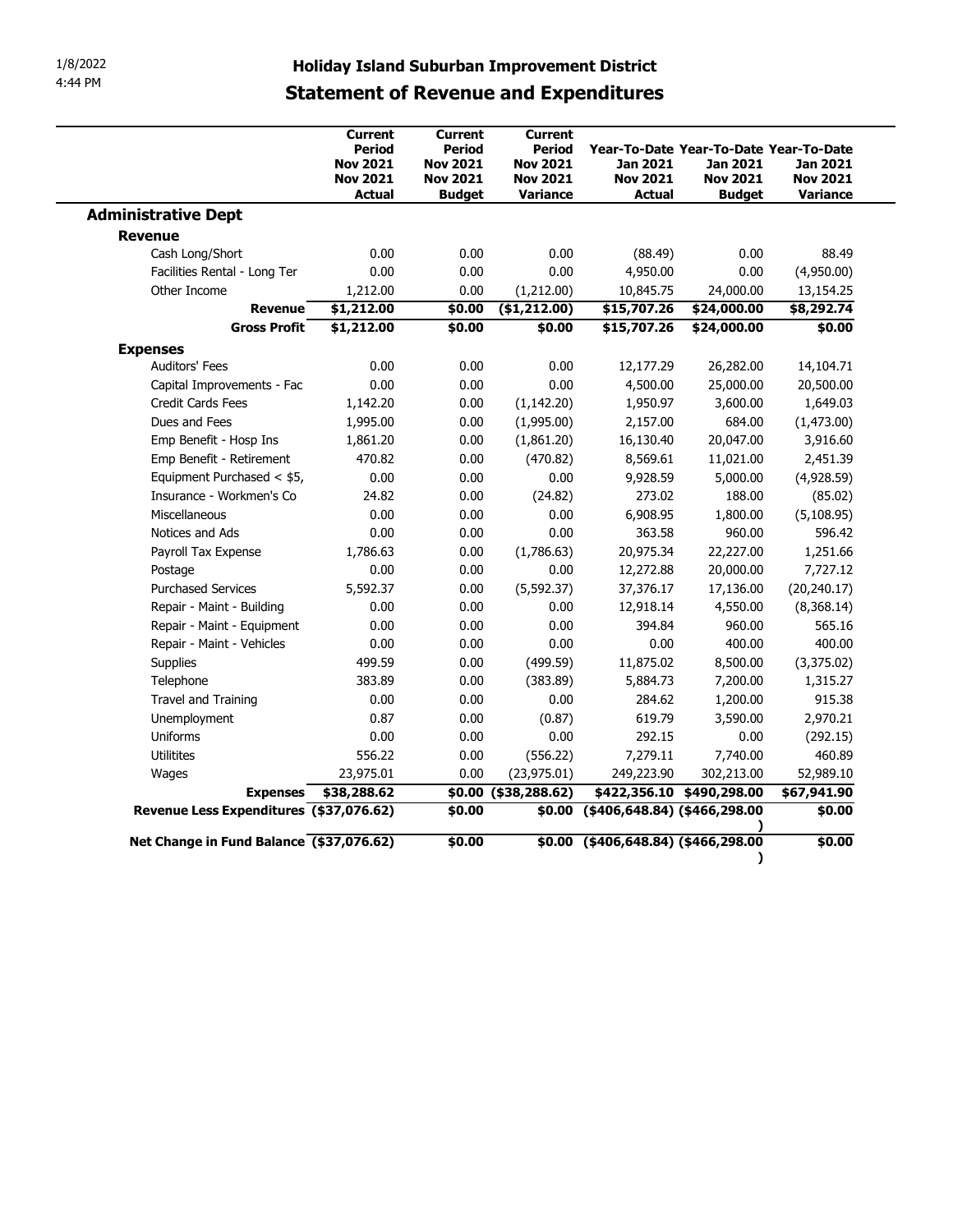# Holiday Island Suburban Improvement District

## Statement of Revenue and Expenditures

| | Current Period Nov 2021 Nov 2021 Actual | Current Period Nov 2021 Nov 2021 Budget | Current Period Nov 2021 Nov 2021 Variance | Year-To-Date Jan 2021 Nov 2021 Actual | Year-To-Date Jan 2021 Nov 2021 Budget | Year-To-Date Jan 2021 Nov 2021 Variance |
|---|---|---|---|---|---|---|
| **Administrative Dept** | | | | | | |
| **Revenue** | | | | | | |
| Cash Long/Short | 0.00 | 0.00 | 0.00 | (88.49) | 0.00 | 88.49 |
| Facilities Rental - Long Ter | 0.00 | 0.00 | 0.00 | 4,950.00 | 0.00 | (4,950.00) |
| Other Income | 1,212.00 | 0.00 | (1,212.00) | 10,845.75 | 24,000.00 | 13,154.25 |
| **Revenue** | **$1,212.00** | **$0.00** | **($1,212.00)** | **$15,707.26** | **$24,000.00** | **$8,292.74** |
| **Gross Profit** | **$1,212.00** | **$0.00** | **$0.00** | **$15,707.26** | **$24,000.00** | **$0.00** |
| **Expenses** | | | | | | |
| Auditors' Fees | 0.00 | 0.00 | 0.00 | 12,177.29 | 26,282.00 | 14,104.71 |
| Capital Improvements - Fac | 0.00 | 0.00 | 0.00 | 4,500.00 | 25,000.00 | 20,500.00 |
| Credit Cards Fees | 1,142.20 | 0.00 | (1,142.20) | 1,950.97 | 3,600.00 | 1,649.03 |
| Dues and Fees | 1,995.00 | 0.00 | (1,995.00) | 2,157.00 | 684.00 | (1,473.00) |
| Emp Benefit - Hosp Ins | 1,861.20 | 0.00 | (1,861.20) | 16,130.40 | 20,047.00 | 3,916.60 |
| Emp Benefit - Retirement | 470.82 | 0.00 | (470.82) | 8,569.61 | 11,021.00 | 2,451.39 |
| Equipment Purchased < $5, | 0.00 | 0.00 | 0.00 | 9,928.59 | 5,000.00 | (4,928.59) |
| Insurance - Workmen's Co | 24.82 | 0.00 | (24.82) | 273.02 | 188.00 | (85.02) |
| Miscellaneous | 0.00 | 0.00 | 0.00 | 6,908.95 | 1,800.00 | (5,108.95) |
| Notices and Ads | 0.00 | 0.00 | 0.00 | 363.58 | 960.00 | 596.42 |
| Payroll Tax Expense | 1,786.63 | 0.00 | (1,786.63) | 20,975.34 | 22,227.00 | 1,251.66 |
| Postage | 0.00 | 0.00 | 0.00 | 12,272.88 | 20,000.00 | 7,727.12 |
| Purchased Services | 5,592.37 | 0.00 | (5,592.37) | 37,376.17 | 17,136.00 | (20,240.17) |
| Repair - Maint - Building | 0.00 | 0.00 | 0.00 | 12,918.14 | 4,550.00 | (8,368.14) |
| Repair - Maint - Equipment | 0.00 | 0.00 | 0.00 | 394.84 | 960.00 | 565.16 |
| Repair - Maint - Vehicles | 0.00 | 0.00 | 0.00 | 0.00 | 400.00 | 400.00 |
| Supplies | 499.59 | 0.00 | (499.59) | 11,875.02 | 8,500.00 | (3,375.02) |
| Telephone | 383.89 | 0.00 | (383.89) | 5,884.73 | 7,200.00 | 1,315.27 |
| Travel and Training | 0.00 | 0.00 | 0.00 | 284.62 | 1,200.00 | 915.38 |
| Unemployment | 0.87 | 0.00 | (0.87) | 619.79 | 3,590.00 | 2,970.21 |
| Uniforms | 0.00 | 0.00 | 0.00 | 292.15 | 0.00 | (292.15) |
| Utilitites | 556.22 | 0.00 | (556.22) | 7,279.11 | 7,740.00 | 460.89 |
| Wages | 23,975.01 | 0.00 | (23,975.01) | 249,223.90 | 302,213.00 | 52,989.10 |
| **Expenses** | **$38,288.62** | **$0.00** | **($38,288.62)** | **$422,356.10** | **$490,298.00** | **$67,941.90** |
| **Revenue Less Expenditures** | **($37,076.62)** | **$0.00** | **$0.00** | **($406,648.84)** | **($466,298.00)** | **$0.00** |
| **Net Change in Fund Balance** | **($37,076.62)** | **$0.00** | **$0.00** | **($406,648.84)** | **($466,298.00)** | **$0.00** |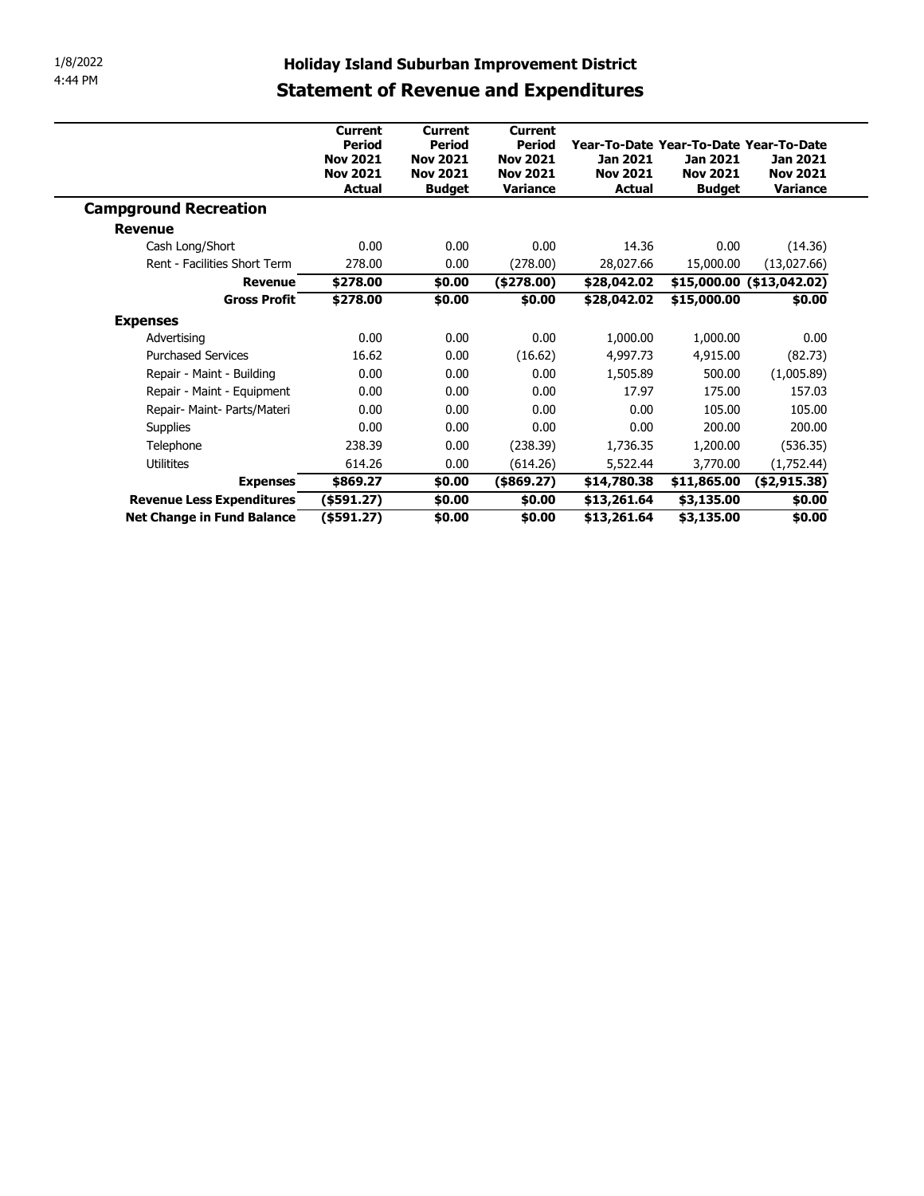1/8/2022
4:44 PM

# Holiday Island Suburban Improvement District

## Statement of Revenue and Expenditures

| | Current Period Nov 2021 Nov 2021 Actual | Current Period Nov 2021 Nov 2021 Budget | Current Period Nov 2021 Nov 2021 Variance | Year-To-Date Jan 2021 Nov 2021 Actual | Year-To-Date Jan 2021 Nov 2021 Budget | Year-To-Date Jan 2021 Nov 2021 Variance |
|---|---|---|---|---|---|---|
| **Campground Recreation** | | | | | | |
| **Revenue** | | | | | | |
| Cash Long/Short | 0.00 | 0.00 | 0.00 | 14.36 | 0.00 | (14.36) |
| Rent - Facilities Short Term | 278.00 | 0.00 | (278.00) | 28,027.66 | 15,000.00 | (13,027.66) |
| **Revenue** | **$278.00** | **$0.00** | **($278.00)** | **$28,042.02** | **$15,000.00** | **($13,042.02)** |
| **Gross Profit** | **$278.00** | **$0.00** | **$0.00** | **$28,042.02** | **$15,000.00** | **$0.00** |
| **Expenses** | | | | | | |
| Advertising | 0.00 | 0.00 | 0.00 | 1,000.00 | 1,000.00 | 0.00 |
| Purchased Services | 16.62 | 0.00 | (16.62) | 4,997.73 | 4,915.00 | (82.73) |
| Repair - Maint - Building | 0.00 | 0.00 | 0.00 | 1,505.89 | 500.00 | (1,005.89) |
| Repair - Maint - Equipment | 0.00 | 0.00 | 0.00 | 17.97 | 175.00 | 157.03 |
| Repair- Maint- Parts/Materi | 0.00 | 0.00 | 0.00 | 0.00 | 105.00 | 105.00 |
| Supplies | 0.00 | 0.00 | 0.00 | 0.00 | 200.00 | 200.00 |
| Telephone | 238.39 | 0.00 | (238.39) | 1,736.35 | 1,200.00 | (536.35) |
| Utilitites | 614.26 | 0.00 | (614.26) | 5,522.44 | 3,770.00 | (1,752.44) |
| **Expenses** | **$869.27** | **$0.00** | **($869.27)** | **$14,780.38** | **$11,865.00** | **($2,915.38)** |
| **Revenue Less Expenditures** | **($591.27)** | **$0.00** | **$0.00** | **$13,261.64** | **$3,135.00** | **$0.00** |
| **Net Change in Fund Balance** | **($591.27)** | **$0.00** | **$0.00** | **$13,261.64** | **$3,135.00** | **$0.00** |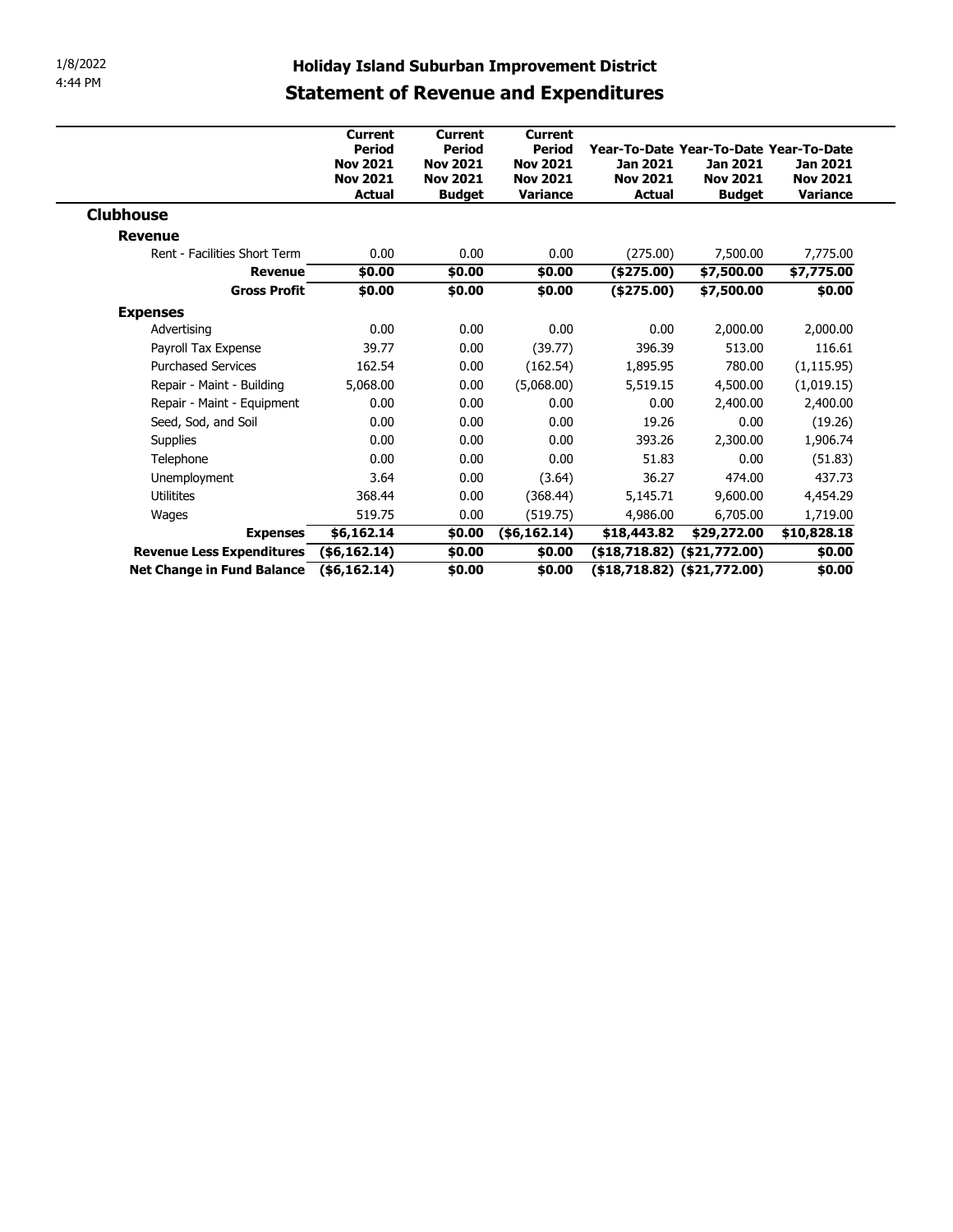# Holiday Island Suburban Improvement District

## Statement of Revenue and Expenditures

| | Current Period Nov 2021 Nov 2021 Actual | Current Period Nov 2021 Nov 2021 Budget | Current Period Nov 2021 Nov 2021 Variance | Year-To-Date Jan 2021 Nov 2021 Actual | Year-To-Date Jan 2021 Nov 2021 Budget | Year-To-Date Jan 2021 Nov 2021 Variance |
|---|---|---|---|---|---|---|
| **Clubhouse** | | | | | | |
| **Revenue** | | | | | | |
| Rent - Facilities Short Term | 0.00 | 0.00 | 0.00 | (275.00) | 7,500.00 | 7,775.00 |
| **Revenue** | **$0.00** | **$0.00** | **$0.00** | **($275.00)** | **$7,500.00** | **$7,775.00** |
| **Gross Profit** | **$0.00** | **$0.00** | **$0.00** | **($275.00)** | **$7,500.00** | **$0.00** |
| **Expenses** | | | | | | |
| Advertising | 0.00 | 0.00 | 0.00 | 0.00 | 2,000.00 | 2,000.00 |
| Payroll Tax Expense | 39.77 | 0.00 | (39.77) | 396.39 | 513.00 | 116.61 |
| Purchased Services | 162.54 | 0.00 | (162.54) | 1,895.95 | 780.00 | (1,115.95) |
| Repair - Maint - Building | 5,068.00 | 0.00 | (5,068.00) | 5,519.15 | 4,500.00 | (1,019.15) |
| Repair - Maint - Equipment | 0.00 | 0.00 | 0.00 | 0.00 | 2,400.00 | 2,400.00 |
| Seed, Sod, and Soil | 0.00 | 0.00 | 0.00 | 19.26 | 0.00 | (19.26) |
| Supplies | 0.00 | 0.00 | 0.00 | 393.26 | 2,300.00 | 1,906.74 |
| Telephone | 0.00 | 0.00 | 0.00 | 51.83 | 0.00 | (51.83) |
| Unemployment | 3.64 | 0.00 | (3.64) | 36.27 | 474.00 | 437.73 |
| Utilitites | 368.44 | 0.00 | (368.44) | 5,145.71 | 9,600.00 | 4,454.29 |
| Wages | 519.75 | 0.00 | (519.75) | 4,986.00 | 6,705.00 | 1,719.00 |
| **Expenses** | **$6,162.14** | **$0.00** | **($6,162.14)** | **$18,443.82** | **$29,272.00** | **$10,828.18** |
| **Revenue Less Expenditures** | **($6,162.14)** | **$0.00** | **$0.00** | **($18,718.82)** | **($21,772.00)** | **$0.00** |
| **Net Change in Fund Balance** | **($6,162.14)** | **$0.00** | **$0.00** | **($18,718.82)** | **($21,772.00)** | **$0.00** |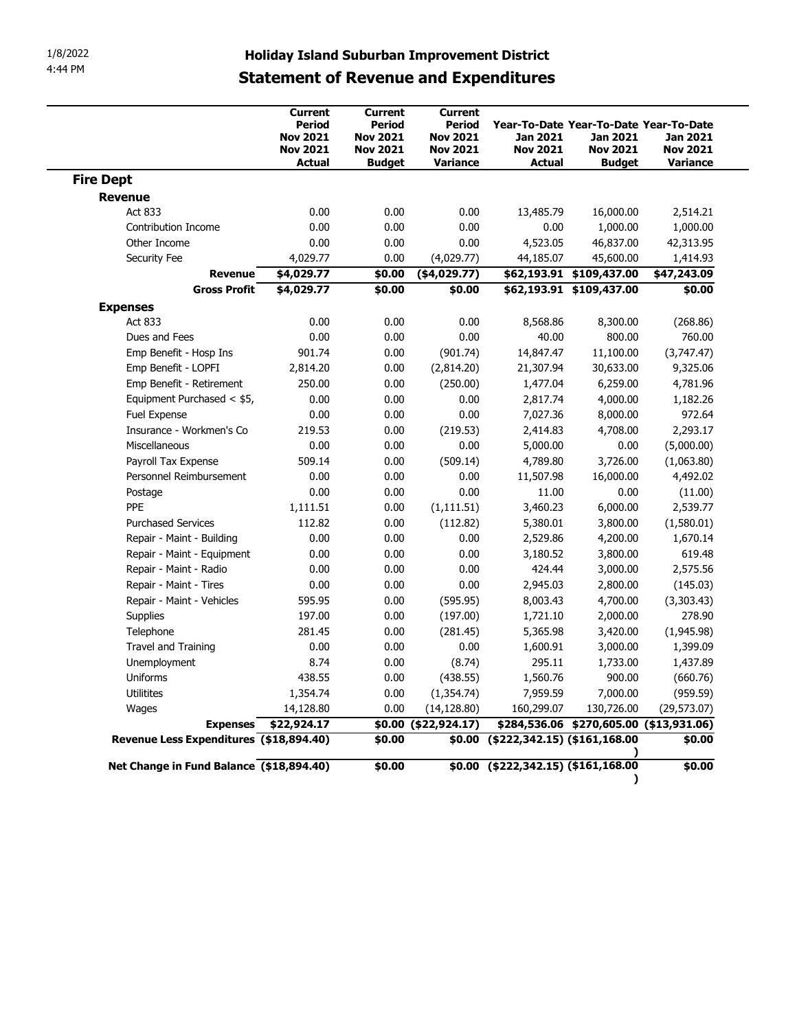1/8/2022
4:44 PM

# Holiday Island Suburban Improvement District

## Statement of Revenue and Expenditures

| | Current Period Nov 2021 Nov 2021 Actual | Current Period Nov 2021 Nov 2021 Budget | Current Period Nov 2021 Nov 2021 Variance | Year-To-Date Jan 2021 Nov 2021 Actual | Year-To-Date Jan 2021 Nov 2021 Budget | Year-To-Date Jan 2021 Nov 2021 Variance |
|---|---|---|---|---|---|---|
| **Fire Dept** | | | | | | |
| **Revenue** | | | | | | |
| Act 833 | 0.00 | 0.00 | 0.00 | 13,485.79 | 16,000.00 | 2,514.21 |
| Contribution Income | 0.00 | 0.00 | 0.00 | 0.00 | 1,000.00 | 1,000.00 |
| Other Income | 0.00 | 0.00 | 0.00 | 4,523.05 | 46,837.00 | 42,313.95 |
| Security Fee | 4,029.77 | 0.00 | (4,029.77) | 44,185.07 | 45,600.00 | 1,414.93 |
| **Revenue** | **$4,029.77** | **$0.00** | **($4,029.77)** | **$62,193.91** | **$109,437.00** | **$47,243.09** |
| **Gross Profit** | **$4,029.77** | **$0.00** | **$0.00** | **$62,193.91** | **$109,437.00** | **$0.00** |
| **Expenses** | | | | | | |
| Act 833 | 0.00 | 0.00 | 0.00 | 8,568.86 | 8,300.00 | (268.86) |
| Dues and Fees | 0.00 | 0.00 | 0.00 | 40.00 | 800.00 | 760.00 |
| Emp Benefit - Hosp Ins | 901.74 | 0.00 | (901.74) | 14,847.47 | 11,100.00 | (3,747.47) |
| Emp Benefit - LOPFI | 2,814.20 | 0.00 | (2,814.20) | 21,307.94 | 30,633.00 | 9,325.06 |
| Emp Benefit - Retirement | 250.00 | 0.00 | (250.00) | 1,477.04 | 6,259.00 | 4,781.96 |
| Equipment Purchased < $5, | 0.00 | 0.00 | 0.00 | 2,817.74 | 4,000.00 | 1,182.26 |
| Fuel Expense | 0.00 | 0.00 | 0.00 | 7,027.36 | 8,000.00 | 972.64 |
| Insurance - Workmen's Co | 219.53 | 0.00 | (219.53) | 2,414.83 | 4,708.00 | 2,293.17 |
| Miscellaneous | 0.00 | 0.00 | 0.00 | 5,000.00 | 0.00 | (5,000.00) |
| Payroll Tax Expense | 509.14 | 0.00 | (509.14) | 4,789.80 | 3,726.00 | (1,063.80) |
| Personnel Reimbursement | 0.00 | 0.00 | 0.00 | 11,507.98 | 16,000.00 | 4,492.02 |
| Postage | 0.00 | 0.00 | 0.00 | 11.00 | 0.00 | (11.00) |
| PPE | 1,111.51 | 0.00 | (1,111.51) | 3,460.23 | 6,000.00 | 2,539.77 |
| Purchased Services | 112.82 | 0.00 | (112.82) | 5,380.01 | 3,800.00 | (1,580.01) |
| Repair - Maint - Building | 0.00 | 0.00 | 0.00 | 2,529.86 | 4,200.00 | 1,670.14 |
| Repair - Maint - Equipment | 0.00 | 0.00 | 0.00 | 3,180.52 | 3,800.00 | 619.48 |
| Repair - Maint - Radio | 0.00 | 0.00 | 0.00 | 424.44 | 3,000.00 | 2,575.56 |
| Repair - Maint - Tires | 0.00 | 0.00 | 0.00 | 2,945.03 | 2,800.00 | (145.03) |
| Repair - Maint - Vehicles | 595.95 | 0.00 | (595.95) | 8,003.43 | 4,700.00 | (3,303.43) |
| Supplies | 197.00 | 0.00 | (197.00) | 1,721.10 | 2,000.00 | 278.90 |
| Telephone | 281.45 | 0.00 | (281.45) | 5,365.98 | 3,420.00 | (1,945.98) |
| Travel and Training | 0.00 | 0.00 | 0.00 | 1,600.91 | 3,000.00 | 1,399.09 |
| Unemployment | 8.74 | 0.00 | (8.74) | 295.11 | 1,733.00 | 1,437.89 |
| Uniforms | 438.55 | 0.00 | (438.55) | 1,560.76 | 900.00 | (660.76) |
| Utilitites | 1,354.74 | 0.00 | (1,354.74) | 7,959.59 | 7,000.00 | (959.59) |
| Wages | 14,128.80 | 0.00 | (14,128.80) | 160,299.07 | 130,726.00 | (29,573.07) |
| **Expenses** | **$22,924.17** | **$0.00** | **($22,924.17)** | **$284,536.06** | **$270,605.00** | **($13,931.06)** |
| **Revenue Less Expenditures** | **($18,894.40)** | **$0.00** | **$0.00** | **($222,342.15)** | **($161,168.00)** | **$0.00** |
| **Net Change in Fund Balance** | **($18,894.40)** | **$0.00** | **$0.00** | **($222,342.15)** | **($161,168.00)** | **$0.00** |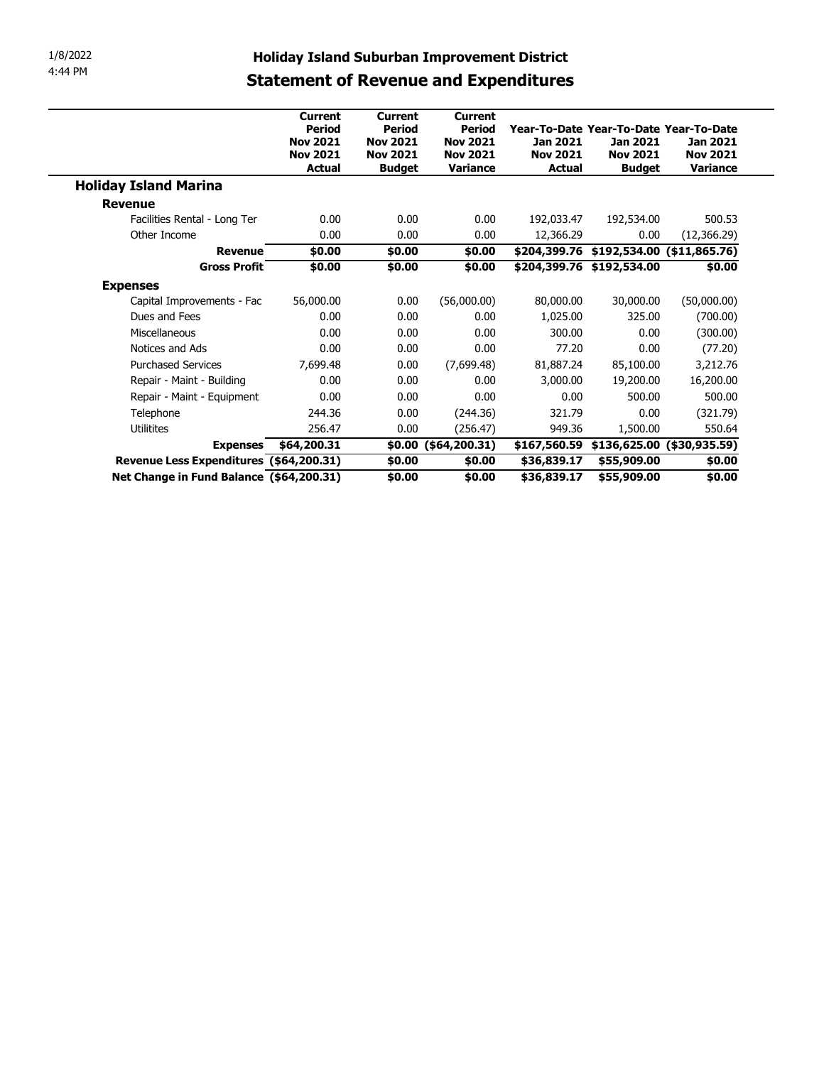1/8/2022
4:44 PM

# Holiday Island Suburban Improvement District
## Statement of Revenue and Expenditures

| | Current Period Nov 2021 Nov 2021 Actual | Current Period Nov 2021 Nov 2021 Budget | Current Period Nov 2021 Nov 2021 Variance | Year-To-Date Jan 2021 Nov 2021 Actual | Year-To-Date Jan 2021 Nov 2021 Budget | Year-To-Date Jan 2021 Nov 2021 Variance |
|---|---|---|---|---|---|---|
| **Holiday Island Marina** | | | | | | |
| **Revenue** | | | | | | |
| Facilities Rental - Long Ter | 0.00 | 0.00 | 0.00 | 192,033.47 | 192,534.00 | 500.53 |
| Other Income | 0.00 | 0.00 | 0.00 | 12,366.29 | 0.00 | (12,366.29) |
| **Revenue** | **$0.00** | **$0.00** | **$0.00** | **$204,399.76** | **$192,534.00** | **($11,865.76)** |
| **Gross Profit** | **$0.00** | **$0.00** | **$0.00** | **$204,399.76** | **$192,534.00** | **$0.00** |
| **Expenses** | | | | | | |
| Capital Improvements - Fac | 56,000.00 | 0.00 | (56,000.00) | 80,000.00 | 30,000.00 | (50,000.00) |
| Dues and Fees | 0.00 | 0.00 | 0.00 | 1,025.00 | 325.00 | (700.00) |
| Miscellaneous | 0.00 | 0.00 | 0.00 | 300.00 | 0.00 | (300.00) |
| Notices and Ads | 0.00 | 0.00 | 0.00 | 77.20 | 0.00 | (77.20) |
| Purchased Services | 7,699.48 | 0.00 | (7,699.48) | 81,887.24 | 85,100.00 | 3,212.76 |
| Repair - Maint - Building | 0.00 | 0.00 | 0.00 | 3,000.00 | 19,200.00 | 16,200.00 |
| Repair - Maint - Equipment | 0.00 | 0.00 | 0.00 | 0.00 | 500.00 | 500.00 |
| Telephone | 244.36 | 0.00 | (244.36) | 321.79 | 0.00 | (321.79) |
| Utilitites | 256.47 | 0.00 | (256.47) | 949.36 | 1,500.00 | 550.64 |
| **Expenses** | **$64,200.31** | **$0.00** | **($64,200.31)** | **$167,560.59** | **$136,625.00** | **($30,935.59)** |
| **Revenue Less Expenditures** | **($64,200.31)** | **$0.00** | **$0.00** | **$36,839.17** | **$55,909.00** | **$0.00** |
| **Net Change in Fund Balance** | **($64,200.31)** | **$0.00** | **$0.00** | **$36,839.17** | **$55,909.00** | **$0.00** |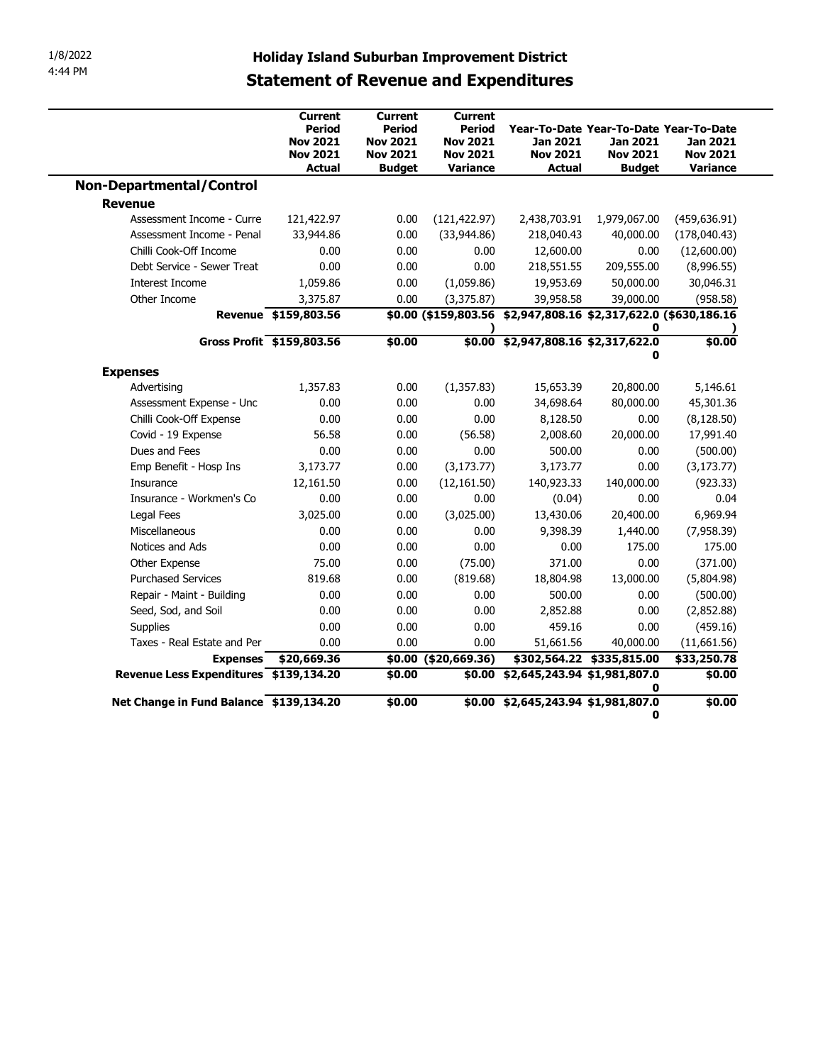1/8/2022
4:44 PM

# Holiday Island Suburban Improvement District

## Statement of Revenue and Expenditures

| | Current Period Nov 2021 Nov 2021 Actual | Current Period Nov 2021 Nov 2021 Budget | Current Period Nov 2021 Nov 2021 Variance | Year-To-Date Jan 2021 Nov 2021 Actual | Year-To-Date Jan 2021 Nov 2021 Budget | Year-To-Date Jan 2021 Nov 2021 Variance |
|---|---|---|---|---|---|---|
| **Non-Departmental/Control** | | | | | | |
| **Revenue** | | | | | | |
| Assessment Income - Curre | 121,422.97 | 0.00 | (121,422.97) | 2,438,703.91 | 1,979,067.00 | (459,636.91) |
| Assessment Income - Penal | 33,944.86 | 0.00 | (33,944.86) | 218,040.43 | 40,000.00 | (178,040.43) |
| Chilli Cook-Off Income | 0.00 | 0.00 | 0.00 | 12,600.00 | 0.00 | (12,600.00) |
| Debt Service - Sewer Treat | 0.00 | 0.00 | 0.00 | 218,551.55 | 209,555.00 | (8,996.55) |
| Interest Income | 1,059.86 | 0.00 | (1,059.86) | 19,953.69 | 50,000.00 | 30,046.31 |
| Other Income | 3,375.87 | 0.00 | (3,375.87) | 39,958.58 | 39,000.00 | (958.58) |
| **Revenue** | **$159,803.56** | **$0.00** | **($159,803.56)** | **$2,947,808.16** | **$2,317,622.00** | **($630,186.16)** |
| **Gross Profit** | **$159,803.56** | **$0.00** | **$0.00** | **$2,947,808.16** | **$2,317,622.00** | **$0.00** |
| **Expenses** | | | | | | |
| Advertising | 1,357.83 | 0.00 | (1,357.83) | 15,653.39 | 20,800.00 | 5,146.61 |
| Assessment Expense - Unc | 0.00 | 0.00 | 0.00 | 34,698.64 | 80,000.00 | 45,301.36 |
| Chilli Cook-Off Expense | 0.00 | 0.00 | 0.00 | 8,128.50 | 0.00 | (8,128.50) |
| Covid - 19 Expense | 56.58 | 0.00 | (56.58) | 2,008.60 | 20,000.00 | 17,991.40 |
| Dues and Fees | 0.00 | 0.00 | 0.00 | 500.00 | 0.00 | (500.00) |
| Emp Benefit - Hosp Ins | 3,173.77 | 0.00 | (3,173.77) | 3,173.77 | 0.00 | (3,173.77) |
| Insurance | 12,161.50 | 0.00 | (12,161.50) | 140,923.33 | 140,000.00 | (923.33) |
| Insurance - Workmen's Co | 0.00 | 0.00 | 0.00 | (0.04) | 0.00 | 0.04 |
| Legal Fees | 3,025.00 | 0.00 | (3,025.00) | 13,430.06 | 20,400.00 | 6,969.94 |
| Miscellaneous | 0.00 | 0.00 | 0.00 | 9,398.39 | 1,440.00 | (7,958.39) |
| Notices and Ads | 0.00 | 0.00 | 0.00 | 0.00 | 175.00 | 175.00 |
| Other Expense | 75.00 | 0.00 | (75.00) | 371.00 | 0.00 | (371.00) |
| Purchased Services | 819.68 | 0.00 | (819.68) | 18,804.98 | 13,000.00 | (5,804.98) |
| Repair - Maint - Building | 0.00 | 0.00 | 0.00 | 500.00 | 0.00 | (500.00) |
| Seed, Sod, and Soil | 0.00 | 0.00 | 0.00 | 2,852.88 | 0.00 | (2,852.88) |
| Supplies | 0.00 | 0.00 | 0.00 | 459.16 | 0.00 | (459.16) |
| Taxes - Real Estate and Per | 0.00 | 0.00 | 0.00 | 51,661.56 | 40,000.00 | (11,661.56) |
| **Expenses** | **$20,669.36** | **$0.00** | **($20,669.36)** | **$302,564.22** | **$335,815.00** | **$33,250.78** |
| **Revenue Less Expenditures** | **$139,134.20** | **$0.00** | **$0.00** | **$2,645,243.94** | **$1,981,807.00** | **$0.00** |
| **Net Change in Fund Balance** | **$139,134.20** | **$0.00** | **$0.00** | **$2,645,243.94** | **$1,981,807.00** | **$0.00** |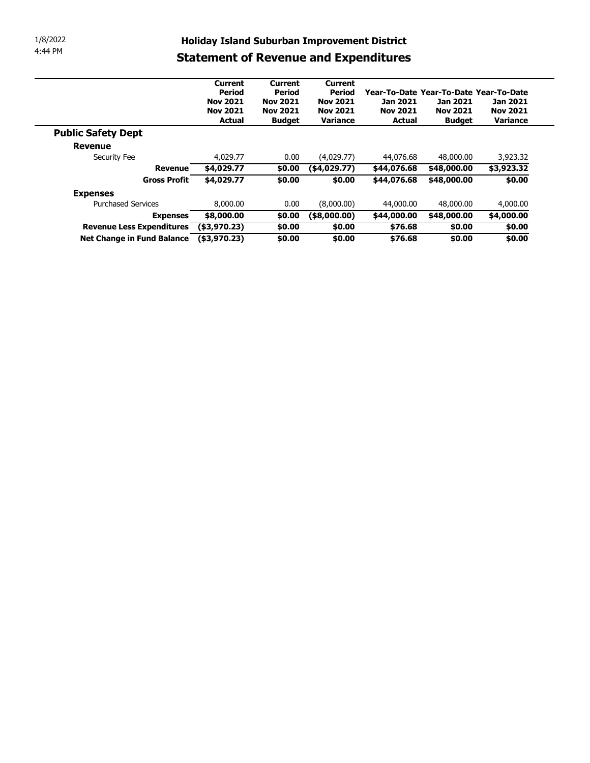1/8/2022
4:44 PM

## Holiday Island Suburban Improvement District

# Statement of Revenue and Expenditures

| | Current Period Nov 2021 Nov 2021 Actual | Current Period Nov 2021 Nov 2021 Budget | Current Period Nov 2021 Nov 2021 Variance | Year-To-Date Jan 2021 Nov 2021 Actual | Year-To-Date Jan 2021 Nov 2021 Budget | Year-To-Date Jan 2021 Nov 2021 Variance |
|---|---|---|---|---|---|---|
| **Public Safety Dept** | | | | | | |
| **Revenue** | | | | | | |
| Security Fee | 4,029.77 | 0.00 | (4,029.77) | 44,076.68 | 48,000.00 | 3,923.32 |
| **Revenue** | **$4,029.77** | **$0.00** | **($4,029.77)** | **$44,076.68** | **$48,000.00** | **$3,923.32** |
| **Gross Profit** | **$4,029.77** | **$0.00** | **$0.00** | **$44,076.68** | **$48,000.00** | **$0.00** |
| **Expenses** | | | | | | |
| Purchased Services | 8,000.00 | 0.00 | (8,000.00) | 44,000.00 | 48,000.00 | 4,000.00 |
| **Expenses** | **$8,000.00** | **$0.00** | **($8,000.00)** | **$44,000.00** | **$48,000.00** | **$4,000.00** |
| **Revenue Less Expenditures** | **($3,970.23)** | **$0.00** | **$0.00** | **$76.68** | **$0.00** | **$0.00** |
| **Net Change in Fund Balance** | **($3,970.23)** | **$0.00** | **$0.00** | **$76.68** | **$0.00** | **$0.00** |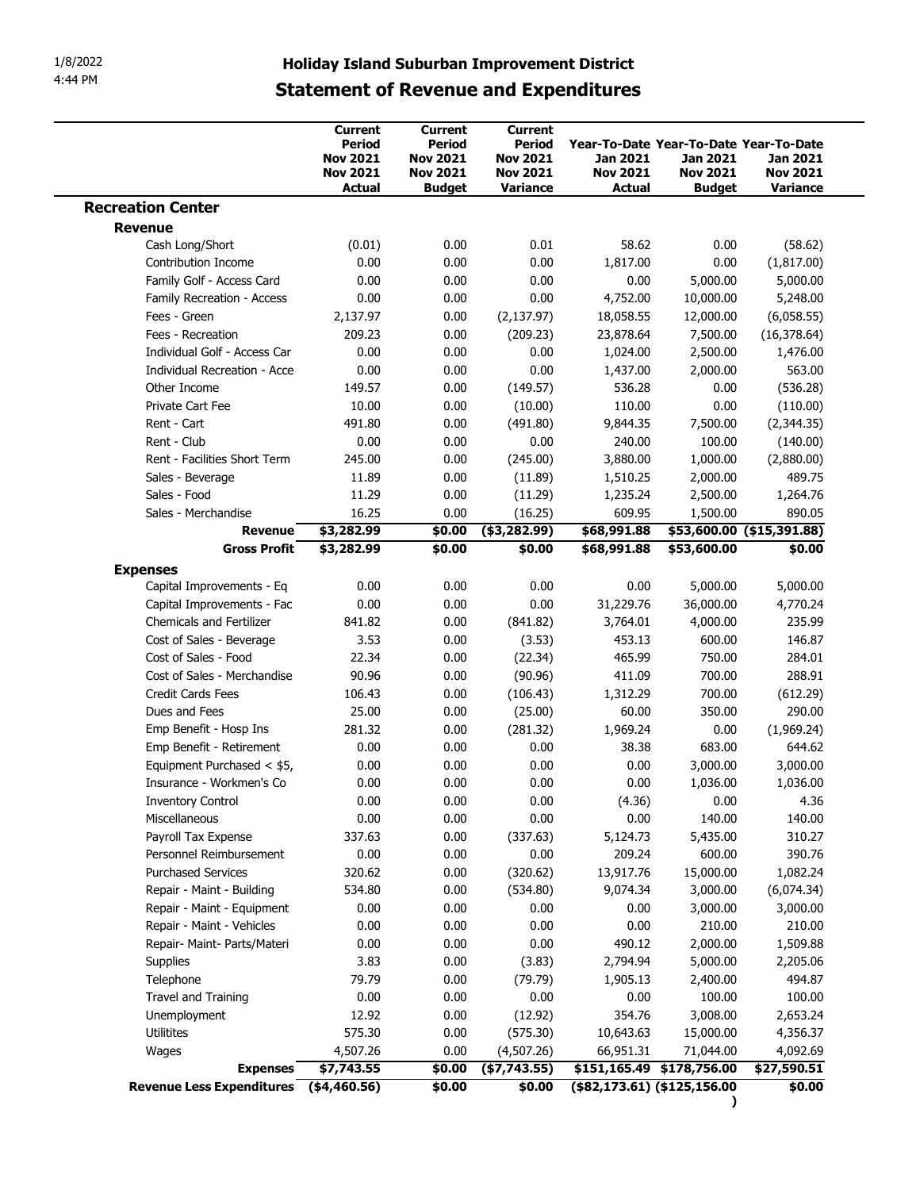1/8/2022
4:44 PM

# Holiday Island Suburban Improvement District

## Statement of Revenue and Expenditures

| | Current Period Nov 2021 Nov 2021 Actual | Current Period Nov 2021 Nov 2021 Budget | Current Period Nov 2021 Nov 2021 Variance | Year-To-Date Jan 2021 Nov 2021 Actual | Year-To-Date Jan 2021 Nov 2021 Budget | Year-To-Date Jan 2021 Nov 2021 Variance |
|---|---|---|---|---|---|---|
| **Recreation Center** | | | | | | |
| **Revenue** | | | | | | |
| Cash Long/Short | (0.01) | 0.00 | 0.01 | 58.62 | 0.00 | (58.62) |
| Contribution Income | 0.00 | 0.00 | 0.00 | 1,817.00 | 0.00 | (1,817.00) |
| Family Golf - Access Card | 0.00 | 0.00 | 0.00 | 0.00 | 5,000.00 | 5,000.00 |
| Family Recreation - Access | 0.00 | 0.00 | 0.00 | 4,752.00 | 10,000.00 | 5,248.00 |
| Fees - Green | 2,137.97 | 0.00 | (2,137.97) | 18,058.55 | 12,000.00 | (6,058.55) |
| Fees - Recreation | 209.23 | 0.00 | (209.23) | 23,878.64 | 7,500.00 | (16,378.64) |
| Individual Golf - Access Car | 0.00 | 0.00 | 0.00 | 1,024.00 | 2,500.00 | 1,476.00 |
| Individual Recreation - Acce | 0.00 | 0.00 | 0.00 | 1,437.00 | 2,000.00 | 563.00 |
| Other Income | 149.57 | 0.00 | (149.57) | 536.28 | 0.00 | (536.28) |
| Private Cart Fee | 10.00 | 0.00 | (10.00) | 110.00 | 0.00 | (110.00) |
| Rent - Cart | 491.80 | 0.00 | (491.80) | 9,844.35 | 7,500.00 | (2,344.35) |
| Rent - Club | 0.00 | 0.00 | 0.00 | 240.00 | 100.00 | (140.00) |
| Rent - Facilities Short Term | 245.00 | 0.00 | (245.00) | 3,880.00 | 1,000.00 | (2,880.00) |
| Sales - Beverage | 11.89 | 0.00 | (11.89) | 1,510.25 | 2,000.00 | 489.75 |
| Sales - Food | 11.29 | 0.00 | (11.29) | 1,235.24 | 2,500.00 | 1,264.76 |
| Sales - Merchandise | 16.25 | 0.00 | (16.25) | 609.95 | 1,500.00 | 890.05 |
| **Revenue** | **$3,282.99** | **$0.00** | **($3,282.99)** | **$68,991.88** | **$53,600.00** | **($15,391.88)** |
| **Gross Profit** | **$3,282.99** | **$0.00** | **$0.00** | **$68,991.88** | **$53,600.00** | **$0.00** |
| **Expenses** | | | | | | |
| Capital Improvements - Eq | 0.00 | 0.00 | 0.00 | 0.00 | 5,000.00 | 5,000.00 |
| Capital Improvements - Fac | 0.00 | 0.00 | 0.00 | 31,229.76 | 36,000.00 | 4,770.24 |
| Chemicals and Fertilizer | 841.82 | 0.00 | (841.82) | 3,764.01 | 4,000.00 | 235.99 |
| Cost of Sales - Beverage | 3.53 | 0.00 | (3.53) | 453.13 | 600.00 | 146.87 |
| Cost of Sales - Food | 22.34 | 0.00 | (22.34) | 465.99 | 750.00 | 284.01 |
| Cost of Sales - Merchandise | 90.96 | 0.00 | (90.96) | 411.09 | 700.00 | 288.91 |
| Credit Cards Fees | 106.43 | 0.00 | (106.43) | 1,312.29 | 700.00 | (612.29) |
| Dues and Fees | 25.00 | 0.00 | (25.00) | 60.00 | 350.00 | 290.00 |
| Emp Benefit - Hosp Ins | 281.32 | 0.00 | (281.32) | 1,969.24 | 0.00 | (1,969.24) |
| Emp Benefit - Retirement | 0.00 | 0.00 | 0.00 | 38.38 | 683.00 | 644.62 |
| Equipment Purchased < $5, | 0.00 | 0.00 | 0.00 | 0.00 | 3,000.00 | 3,000.00 |
| Insurance - Workmen's Co | 0.00 | 0.00 | 0.00 | 0.00 | 1,036.00 | 1,036.00 |
| Inventory Control | 0.00 | 0.00 | 0.00 | (4.36) | 0.00 | 4.36 |
| Miscellaneous | 0.00 | 0.00 | 0.00 | 0.00 | 140.00 | 140.00 |
| Payroll Tax Expense | 337.63 | 0.00 | (337.63) | 5,124.73 | 5,435.00 | 310.27 |
| Personnel Reimbursement | 0.00 | 0.00 | 0.00 | 209.24 | 600.00 | 390.76 |
| Purchased Services | 320.62 | 0.00 | (320.62) | 13,917.76 | 15,000.00 | 1,082.24 |
| Repair - Maint - Building | 534.80 | 0.00 | (534.80) | 9,074.34 | 3,000.00 | (6,074.34) |
| Repair - Maint - Equipment | 0.00 | 0.00 | 0.00 | 0.00 | 3,000.00 | 3,000.00 |
| Repair - Maint - Vehicles | 0.00 | 0.00 | 0.00 | 0.00 | 210.00 | 210.00 |
| Repair- Maint- Parts/Materi | 0.00 | 0.00 | 0.00 | 490.12 | 2,000.00 | 1,509.88 |
| Supplies | 3.83 | 0.00 | (3.83) | 2,794.94 | 5,000.00 | 2,205.06 |
| Telephone | 79.79 | 0.00 | (79.79) | 1,905.13 | 2,400.00 | 494.87 |
| Travel and Training | 0.00 | 0.00 | 0.00 | 0.00 | 100.00 | 100.00 |
| Unemployment | 12.92 | 0.00 | (12.92) | 354.76 | 3,008.00 | 2,653.24 |
| Utilitites | 575.30 | 0.00 | (575.30) | 10,643.63 | 15,000.00 | 4,356.37 |
| Wages | 4,507.26 | 0.00 | (4,507.26) | 66,951.31 | 71,044.00 | 4,092.69 |
| **Expenses** | **$7,743.55** | **$0.00** | **($7,743.55)** | **$151,165.49** | **$178,756.00** | **$27,590.51** |
| **Revenue Less Expenditures** | **($4,460.56)** | **$0.00** | **$0.00** | **($82,173.61)** | **($125,156.00)** | **$0.00** |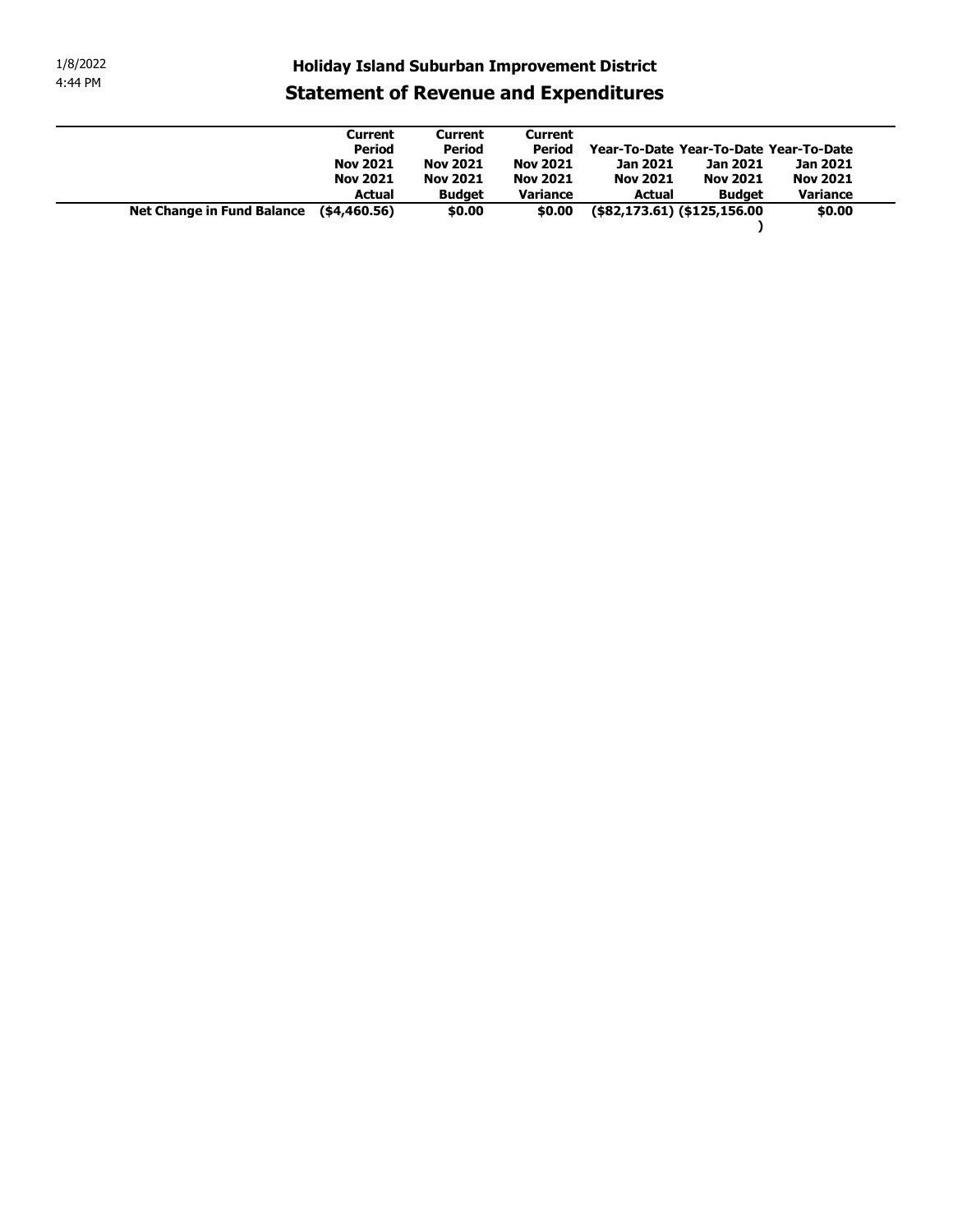1/8/2022
4:44 PM

# Holiday Island Suburban Improvement District

## Statement of Revenue and Expenditures

| | Current Period Nov 2021 Nov 2021 Actual | Current Period Nov 2021 Nov 2021 Budget | Current Period Nov 2021 Nov 2021 Variance | Year-To-Date Jan 2021 Nov 2021 Actual | Year-To-Date Jan 2021 Nov 2021 Budget | Year-To-Date Jan 2021 Nov 2021 Variance |
|---|---|---|---|---|---|---|
| **Net Change in Fund Balance** | **($4,460.56)** | **$0.00** | **$0.00** | **($82,173.61)** | **($125,156.00)** | **$0.00** |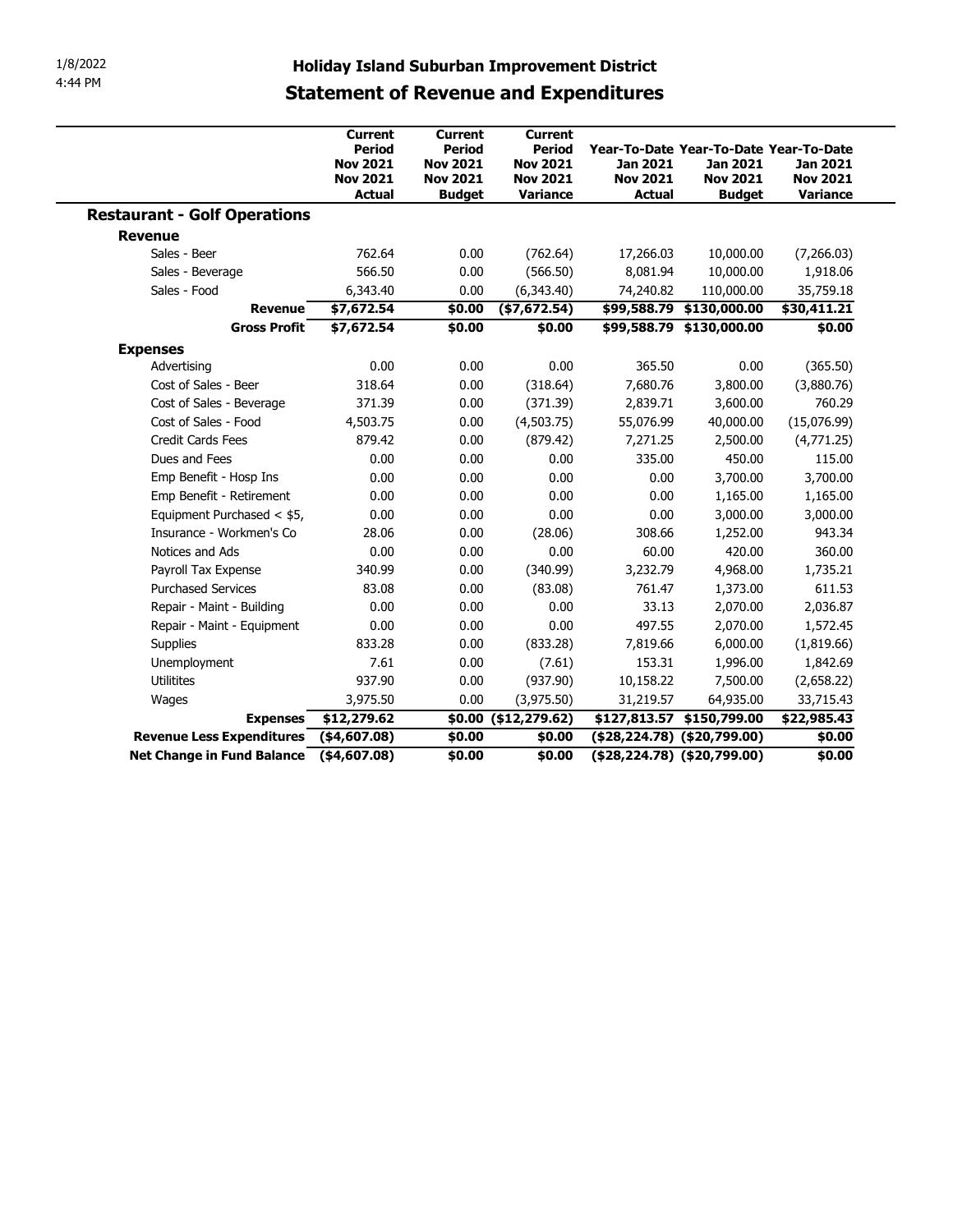# Holiday Island Suburban Improvement District

## Statement of Revenue and Expenditures

| | Current Period Nov 2021 Nov 2021 Actual | Current Period Nov 2021 Nov 2021 Budget | Current Period Nov 2021 Nov 2021 Variance | Year-To-Date Jan 2021 Nov 2021 Actual | Year-To-Date Jan 2021 Nov 2021 Budget | Year-To-Date Jan 2021 Nov 2021 Variance |
|---|---|---|---|---|---|---|
| **Restaurant - Golf Operations** | | | | | | |
| **Revenue** | | | | | | |
| Sales - Beer | 762.64 | 0.00 | (762.64) | 17,266.03 | 10,000.00 | (7,266.03) |
| Sales - Beverage | 566.50 | 0.00 | (566.50) | 8,081.94 | 10,000.00 | 1,918.06 |
| Sales - Food | 6,343.40 | 0.00 | (6,343.40) | 74,240.82 | 110,000.00 | 35,759.18 |
| **Revenue** | **$7,672.54** | **$0.00** | **($7,672.54)** | **$99,588.79** | **$130,000.00** | **$30,411.21** |
| **Gross Profit** | **$7,672.54** | **$0.00** | **$0.00** | **$99,588.79** | **$130,000.00** | **$0.00** |
| **Expenses** | | | | | | |
| Advertising | 0.00 | 0.00 | 0.00 | 365.50 | 0.00 | (365.50) |
| Cost of Sales - Beer | 318.64 | 0.00 | (318.64) | 7,680.76 | 3,800.00 | (3,880.76) |
| Cost of Sales - Beverage | 371.39 | 0.00 | (371.39) | 2,839.71 | 3,600.00 | 760.29 |
| Cost of Sales - Food | 4,503.75 | 0.00 | (4,503.75) | 55,076.99 | 40,000.00 | (15,076.99) |
| Credit Cards Fees | 879.42 | 0.00 | (879.42) | 7,271.25 | 2,500.00 | (4,771.25) |
| Dues and Fees | 0.00 | 0.00 | 0.00 | 335.00 | 450.00 | 115.00 |
| Emp Benefit - Hosp Ins | 0.00 | 0.00 | 0.00 | 0.00 | 3,700.00 | 3,700.00 |
| Emp Benefit - Retirement | 0.00 | 0.00 | 0.00 | 0.00 | 1,165.00 | 1,165.00 |
| Equipment Purchased < $5, | 0.00 | 0.00 | 0.00 | 0.00 | 3,000.00 | 3,000.00 |
| Insurance - Workmen's Co | 28.06 | 0.00 | (28.06) | 308.66 | 1,252.00 | 943.34 |
| Notices and Ads | 0.00 | 0.00 | 0.00 | 60.00 | 420.00 | 360.00 |
| Payroll Tax Expense | 340.99 | 0.00 | (340.99) | 3,232.79 | 4,968.00 | 1,735.21 |
| Purchased Services | 83.08 | 0.00 | (83.08) | 761.47 | 1,373.00 | 611.53 |
| Repair - Maint - Building | 0.00 | 0.00 | 0.00 | 33.13 | 2,070.00 | 2,036.87 |
| Repair - Maint - Equipment | 0.00 | 0.00 | 0.00 | 497.55 | 2,070.00 | 1,572.45 |
| Supplies | 833.28 | 0.00 | (833.28) | 7,819.66 | 6,000.00 | (1,819.66) |
| Unemployment | 7.61 | 0.00 | (7.61) | 153.31 | 1,996.00 | 1,842.69 |
| Utilitites | 937.90 | 0.00 | (937.90) | 10,158.22 | 7,500.00 | (2,658.22) |
| Wages | 3,975.50 | 0.00 | (3,975.50) | 31,219.57 | 64,935.00 | 33,715.43 |
| **Expenses** | **$12,279.62** | **$0.00** | **($12,279.62)** | **$127,813.57** | **$150,799.00** | **$22,985.43** |
| **Revenue Less Expenditures** | **($4,607.08)** | **$0.00** | **$0.00** | **($28,224.78)** | **($20,799.00)** | **$0.00** |
| **Net Change in Fund Balance** | **($4,607.08)** | **$0.00** | **$0.00** | **($28,224.78)** | **($20,799.00)** | **$0.00** |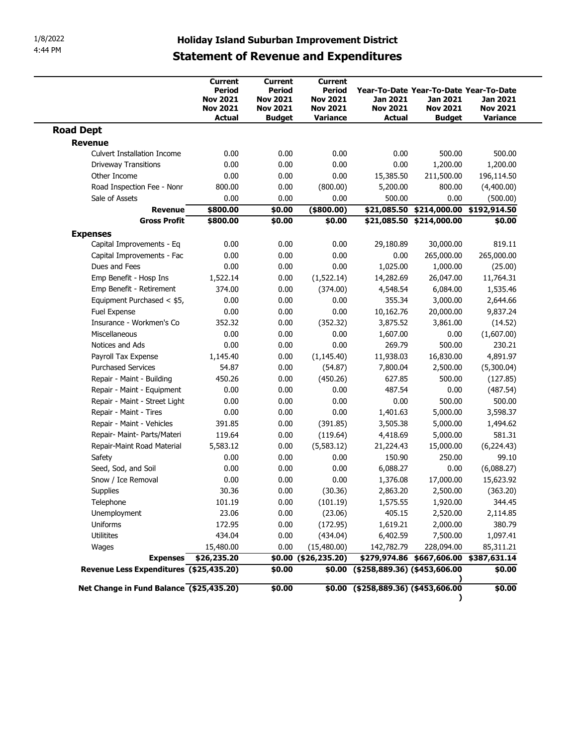# Holiday Island Suburban Improvement District

## Statement of Revenue and Expenditures

1/8/2022
4:44 PM

| | Current Period Nov 2021 Nov 2021 Actual | Current Period Nov 2021 Nov 2021 Budget | Current Period Nov 2021 Nov 2021 Variance | Year-To-Date Jan 2021 Nov 2021 Actual | Year-To-Date Jan 2021 Nov 2021 Budget | Year-To-Date Jan 2021 Nov 2021 Variance |
|---|---|---|---|---|---|---|
| **Road Dept** | | | | | | |
| **Revenue** | | | | | | |
| Culvert Installation Income | 0.00 | 0.00 | 0.00 | 0.00 | 500.00 | 500.00 |
| Driveway Transitions | 0.00 | 0.00 | 0.00 | 0.00 | 1,200.00 | 1,200.00 |
| Other Income | 0.00 | 0.00 | 0.00 | 15,385.50 | 211,500.00 | 196,114.50 |
| Road Inspection Fee - Nonr | 800.00 | 0.00 | (800.00) | 5,200.00 | 800.00 | (4,400.00) |
| Sale of Assets | 0.00 | 0.00 | 0.00 | 500.00 | 0.00 | (500.00) |
| **Revenue** | **$800.00** | **$0.00** | **($800.00)** | **$21,085.50** | **$214,000.00** | **$192,914.50** |
| **Gross Profit** | **$800.00** | **$0.00** | **$0.00** | **$21,085.50** | **$214,000.00** | **$0.00** |
| **Expenses** | | | | | | |
| Capital Improvements - Eq | 0.00 | 0.00 | 0.00 | 29,180.89 | 30,000.00 | 819.11 |
| Capital Improvements - Fac | 0.00 | 0.00 | 0.00 | 0.00 | 265,000.00 | 265,000.00 |
| Dues and Fees | 0.00 | 0.00 | 0.00 | 1,025.00 | 1,000.00 | (25.00) |
| Emp Benefit - Hosp Ins | 1,522.14 | 0.00 | (1,522.14) | 14,282.69 | 26,047.00 | 11,764.31 |
| Emp Benefit - Retirement | 374.00 | 0.00 | (374.00) | 4,548.54 | 6,084.00 | 1,535.46 |
| Equipment Purchased < $5, | 0.00 | 0.00 | 0.00 | 355.34 | 3,000.00 | 2,644.66 |
| Fuel Expense | 0.00 | 0.00 | 0.00 | 10,162.76 | 20,000.00 | 9,837.24 |
| Insurance - Workmen's Co | 352.32 | 0.00 | (352.32) | 3,875.52 | 3,861.00 | (14.52) |
| Miscellaneous | 0.00 | 0.00 | 0.00 | 1,607.00 | 0.00 | (1,607.00) |
| Notices and Ads | 0.00 | 0.00 | 0.00 | 269.79 | 500.00 | 230.21 |
| Payroll Tax Expense | 1,145.40 | 0.00 | (1,145.40) | 11,938.03 | 16,830.00 | 4,891.97 |
| Purchased Services | 54.87 | 0.00 | (54.87) | 7,800.04 | 2,500.00 | (5,300.04) |
| Repair - Maint - Building | 450.26 | 0.00 | (450.26) | 627.85 | 500.00 | (127.85) |
| Repair - Maint - Equipment | 0.00 | 0.00 | 0.00 | 487.54 | 0.00 | (487.54) |
| Repair - Maint - Street Light | 0.00 | 0.00 | 0.00 | 0.00 | 500.00 | 500.00 |
| Repair - Maint - Tires | 0.00 | 0.00 | 0.00 | 1,401.63 | 5,000.00 | 3,598.37 |
| Repair - Maint - Vehicles | 391.85 | 0.00 | (391.85) | 3,505.38 | 5,000.00 | 1,494.62 |
| Repair- Maint- Parts/Materi | 119.64 | 0.00 | (119.64) | 4,418.69 | 5,000.00 | 581.31 |
| Repair-Maint Road Material | 5,583.12 | 0.00 | (5,583.12) | 21,224.43 | 15,000.00 | (6,224.43) |
| Safety | 0.00 | 0.00 | 0.00 | 150.90 | 250.00 | 99.10 |
| Seed, Sod, and Soil | 0.00 | 0.00 | 0.00 | 6,088.27 | 0.00 | (6,088.27) |
| Snow / Ice Removal | 0.00 | 0.00 | 0.00 | 1,376.08 | 17,000.00 | 15,623.92 |
| Supplies | 30.36 | 0.00 | (30.36) | 2,863.20 | 2,500.00 | (363.20) |
| Telephone | 101.19 | 0.00 | (101.19) | 1,575.55 | 1,920.00 | 344.45 |
| Unemployment | 23.06 | 0.00 | (23.06) | 405.15 | 2,520.00 | 2,114.85 |
| Uniforms | 172.95 | 0.00 | (172.95) | 1,619.21 | 2,000.00 | 380.79 |
| Utilitites | 434.04 | 0.00 | (434.04) | 6,402.59 | 7,500.00 | 1,097.41 |
| Wages | 15,480.00 | 0.00 | (15,480.00) | 142,782.79 | 228,094.00 | 85,311.21 |
| **Expenses** | **$26,235.20** | **$0.00** | **($26,235.20)** | **$279,974.86** | **$667,606.00** | **$387,631.14** |
| **Revenue Less Expenditures** | **($25,435.20)** | **$0.00** | **$0.00** | **($258,889.36)** | **($453,606.00)** | **$0.00** |
| **Net Change in Fund Balance** | **($25,435.20)** | **$0.00** | **$0.00** | **($258,889.36)** | **($453,606.00)** | **$0.00** |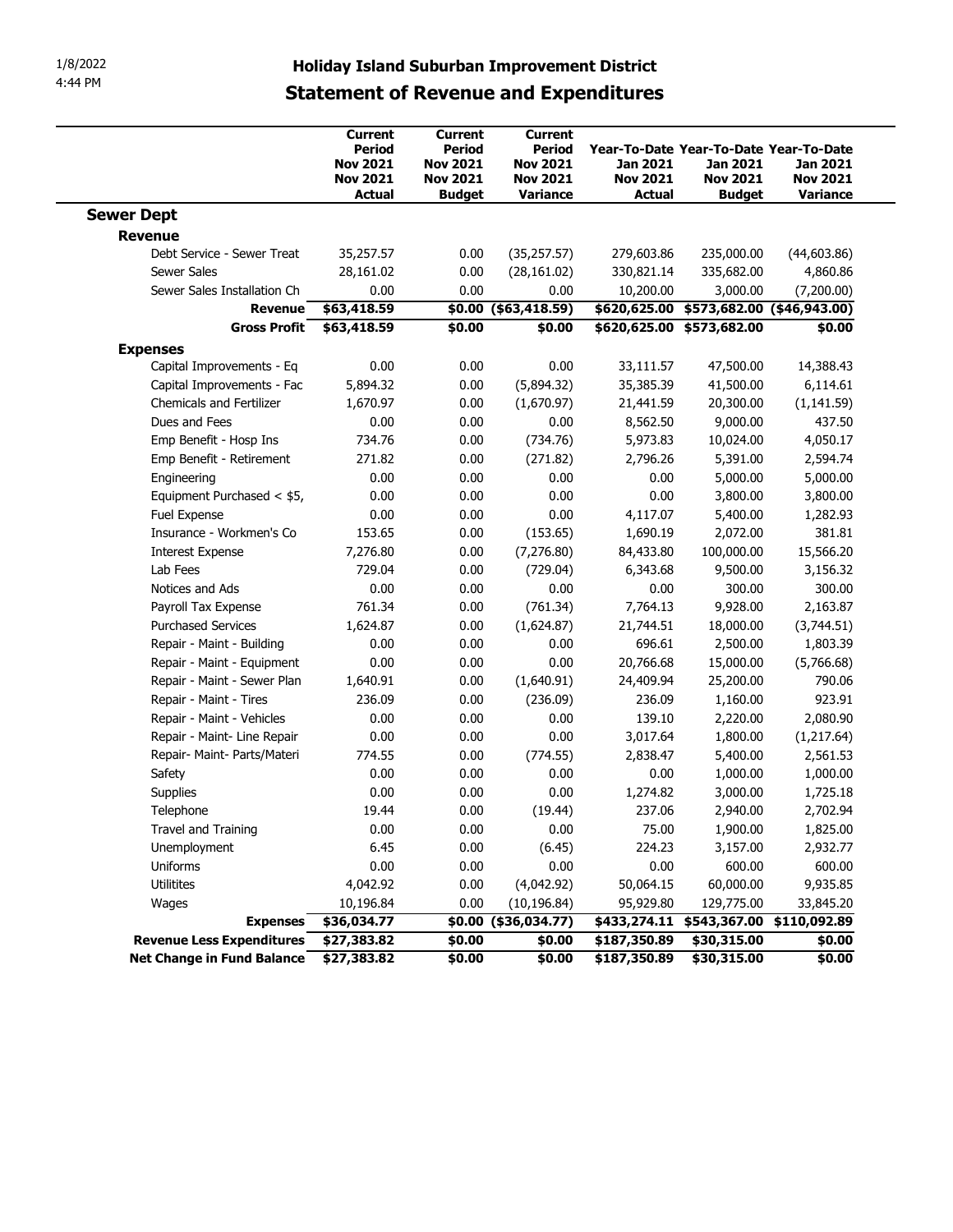# Holiday Island Suburban Improvement District

## Statement of Revenue and Expenditures

1/8/2022
4:44 PM

| | Current Period Nov 2021 Nov 2021 Actual | Current Period Nov 2021 Nov 2021 Budget | Current Period Nov 2021 Nov 2021 Variance | Year-To-Date Jan 2021 Nov 2021 Actual | Year-To-Date Jan 2021 Nov 2021 Budget | Year-To-Date Jan 2021 Nov 2021 Variance |
|---|---|---|---|---|---|---|
| **Sewer Dept** | | | | | | |
| **Revenue** | | | | | | |
| Debt Service - Sewer Treat | 35,257.57 | 0.00 | (35,257.57) | 279,603.86 | 235,000.00 | (44,603.86) |
| Sewer Sales | 28,161.02 | 0.00 | (28,161.02) | 330,821.14 | 335,682.00 | 4,860.86 |
| Sewer Sales Installation Ch | 0.00 | 0.00 | 0.00 | 10,200.00 | 3,000.00 | (7,200.00) |
| **Revenue** | **$63,418.59** | **$0.00** | **($63,418.59)** | **$620,625.00** | **$573,682.00** | **($46,943.00)** |
| **Gross Profit** | **$63,418.59** | **$0.00** | **$0.00** | **$620,625.00** | **$573,682.00** | **$0.00** |
| **Expenses** | | | | | | |
| Capital Improvements - Eq | 0.00 | 0.00 | 0.00 | 33,111.57 | 47,500.00 | 14,388.43 |
| Capital Improvements - Fac | 5,894.32 | 0.00 | (5,894.32) | 35,385.39 | 41,500.00 | 6,114.61 |
| Chemicals and Fertilizer | 1,670.97 | 0.00 | (1,670.97) | 21,441.59 | 20,300.00 | (1,141.59) |
| Dues and Fees | 0.00 | 0.00 | 0.00 | 8,562.50 | 9,000.00 | 437.50 |
| Emp Benefit - Hosp Ins | 734.76 | 0.00 | (734.76) | 5,973.83 | 10,024.00 | 4,050.17 |
| Emp Benefit - Retirement | 271.82 | 0.00 | (271.82) | 2,796.26 | 5,391.00 | 2,594.74 |
| Engineering | 0.00 | 0.00 | 0.00 | 0.00 | 5,000.00 | 5,000.00 |
| Equipment Purchased < $5, | 0.00 | 0.00 | 0.00 | 0.00 | 3,800.00 | 3,800.00 |
| Fuel Expense | 0.00 | 0.00 | 0.00 | 4,117.07 | 5,400.00 | 1,282.93 |
| Insurance - Workmen's Co | 153.65 | 0.00 | (153.65) | 1,690.19 | 2,072.00 | 381.81 |
| Interest Expense | 7,276.80 | 0.00 | (7,276.80) | 84,433.80 | 100,000.00 | 15,566.20 |
| Lab Fees | 729.04 | 0.00 | (729.04) | 6,343.68 | 9,500.00 | 3,156.32 |
| Notices and Ads | 0.00 | 0.00 | 0.00 | 0.00 | 300.00 | 300.00 |
| Payroll Tax Expense | 761.34 | 0.00 | (761.34) | 7,764.13 | 9,928.00 | 2,163.87 |
| Purchased Services | 1,624.87 | 0.00 | (1,624.87) | 21,744.51 | 18,000.00 | (3,744.51) |
| Repair - Maint - Building | 0.00 | 0.00 | 0.00 | 696.61 | 2,500.00 | 1,803.39 |
| Repair - Maint - Equipment | 0.00 | 0.00 | 0.00 | 20,766.68 | 15,000.00 | (5,766.68) |
| Repair - Maint - Sewer Plan | 1,640.91 | 0.00 | (1,640.91) | 24,409.94 | 25,200.00 | 790.06 |
| Repair - Maint - Tires | 236.09 | 0.00 | (236.09) | 236.09 | 1,160.00 | 923.91 |
| Repair - Maint - Vehicles | 0.00 | 0.00 | 0.00 | 139.10 | 2,220.00 | 2,080.90 |
| Repair - Maint- Line Repair | 0.00 | 0.00 | 0.00 | 3,017.64 | 1,800.00 | (1,217.64) |
| Repair- Maint- Parts/Materi | 774.55 | 0.00 | (774.55) | 2,838.47 | 5,400.00 | 2,561.53 |
| Safety | 0.00 | 0.00 | 0.00 | 0.00 | 1,000.00 | 1,000.00 |
| Supplies | 0.00 | 0.00 | 0.00 | 1,274.82 | 3,000.00 | 1,725.18 |
| Telephone | 19.44 | 0.00 | (19.44) | 237.06 | 2,940.00 | 2,702.94 |
| Travel and Training | 0.00 | 0.00 | 0.00 | 75.00 | 1,900.00 | 1,825.00 |
| Unemployment | 6.45 | 0.00 | (6.45) | 224.23 | 3,157.00 | 2,932.77 |
| Uniforms | 0.00 | 0.00 | 0.00 | 0.00 | 600.00 | 600.00 |
| Utilitites | 4,042.92 | 0.00 | (4,042.92) | 50,064.15 | 60,000.00 | 9,935.85 |
| Wages | 10,196.84 | 0.00 | (10,196.84) | 95,929.80 | 129,775.00 | 33,845.20 |
| **Expenses** | **$36,034.77** | **$0.00** | **($36,034.77)** | **$433,274.11** | **$543,367.00** | **$110,092.89** |
| **Revenue Less Expenditures** | **$27,383.82** | **$0.00** | **$0.00** | **$187,350.89** | **$30,315.00** | **$0.00** |
| **Net Change in Fund Balance** | **$27,383.82** | **$0.00** | **$0.00** | **$187,350.89** | **$30,315.00** | **$0.00** |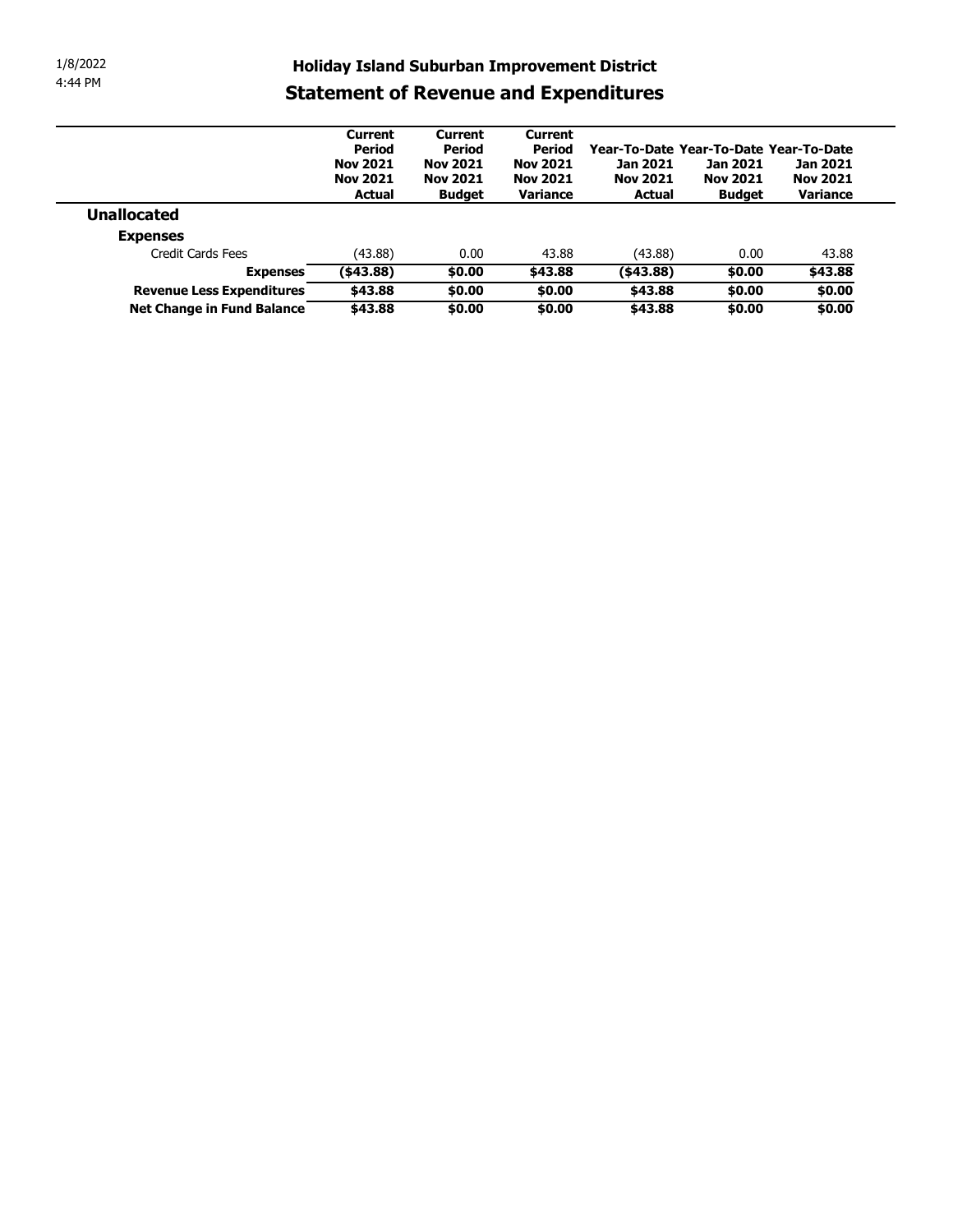1/8/2022
4:44 PM

## Holiday Island Suburban Improvement District

# Statement of Revenue and Expenditures

| | Current Period Nov 2021 Nov 2021 Actual | Current Period Nov 2021 Nov 2021 Budget | Current Period Nov 2021 Nov 2021 Variance | Year-To-Date Jan 2021 Nov 2021 Actual | Year-To-Date Jan 2021 Nov 2021 Budget | Year-To-Date Jan 2021 Nov 2021 Variance |
|---|---|---|---|---|---|---|
| **Unallocated** | | | | | | |
| **Expenses** | | | | | | |
| Credit Cards Fees | (43.88) | 0.00 | 43.88 | (43.88) | 0.00 | 43.88 |
| **Expenses** | **($43.88)** | **$0.00** | **$43.88** | **($43.88)** | **$0.00** | **$43.88** |
| **Revenue Less Expenditures** | **$43.88** | **$0.00** | **$0.00** | **$43.88** | **$0.00** | **$0.00** |
| **Net Change in Fund Balance** | **$43.88** | **$0.00** | **$0.00** | **$43.88** | **$0.00** | **$0.00** |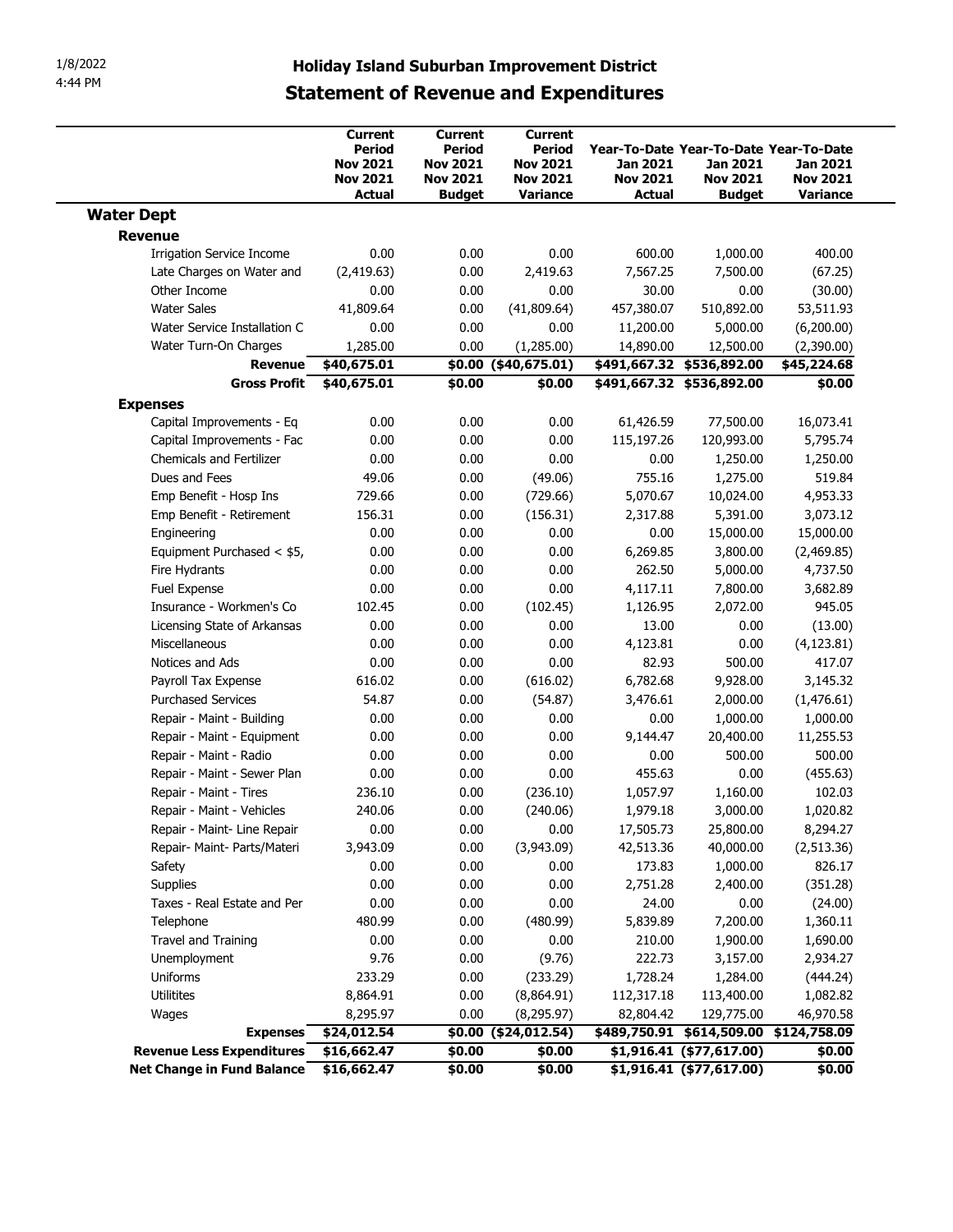1/8/2022
4:44 PM

# Holiday Island Suburban Improvement District

## Statement of Revenue and Expenditures

| | Current Period Nov 2021 Nov 2021 Actual | Current Period Nov 2021 Nov 2021 Budget | Current Period Nov 2021 Nov 2021 Variance | Year-To-Date Jan 2021 Nov 2021 Actual | Year-To-Date Jan 2021 Nov 2021 Budget | Year-To-Date Jan 2021 Nov 2021 Variance |
|---|---|---|---|---|---|---|
| **Water Dept** | | | | | | |
| **Revenue** | | | | | | |
| Irrigation Service Income | 0.00 | 0.00 | 0.00 | 600.00 | 1,000.00 | 400.00 |
| Late Charges on Water and | (2,419.63) | 0.00 | 2,419.63 | 7,567.25 | 7,500.00 | (67.25) |
| Other Income | 0.00 | 0.00 | 0.00 | 30.00 | 0.00 | (30.00) |
| Water Sales | 41,809.64 | 0.00 | (41,809.64) | 457,380.07 | 510,892.00 | 53,511.93 |
| Water Service Installation C | 0.00 | 0.00 | 0.00 | 11,200.00 | 5,000.00 | (6,200.00) |
| Water Turn-On Charges | 1,285.00 | 0.00 | (1,285.00) | 14,890.00 | 12,500.00 | (2,390.00) |
| **Revenue** | **$40,675.01** | **$0.00** | **($40,675.01)** | **$491,667.32** | **$536,892.00** | **$45,224.68** |
| **Gross Profit** | **$40,675.01** | **$0.00** | **$0.00** | **$491,667.32** | **$536,892.00** | **$0.00** |
| **Expenses** | | | | | | |
| Capital Improvements - Eq | 0.00 | 0.00 | 0.00 | 61,426.59 | 77,500.00 | 16,073.41 |
| Capital Improvements - Fac | 0.00 | 0.00 | 0.00 | 115,197.26 | 120,993.00 | 5,795.74 |
| Chemicals and Fertilizer | 0.00 | 0.00 | 0.00 | 0.00 | 1,250.00 | 1,250.00 |
| Dues and Fees | 49.06 | 0.00 | (49.06) | 755.16 | 1,275.00 | 519.84 |
| Emp Benefit - Hosp Ins | 729.66 | 0.00 | (729.66) | 5,070.67 | 10,024.00 | 4,953.33 |
| Emp Benefit - Retirement | 156.31 | 0.00 | (156.31) | 2,317.88 | 5,391.00 | 3,073.12 |
| Engineering | 0.00 | 0.00 | 0.00 | 0.00 | 15,000.00 | 15,000.00 |
| Equipment Purchased < $5, | 0.00 | 0.00 | 0.00 | 6,269.85 | 3,800.00 | (2,469.85) |
| Fire Hydrants | 0.00 | 0.00 | 0.00 | 262.50 | 5,000.00 | 4,737.50 |
| Fuel Expense | 0.00 | 0.00 | 0.00 | 4,117.11 | 7,800.00 | 3,682.89 |
| Insurance - Workmen's Co | 102.45 | 0.00 | (102.45) | 1,126.95 | 2,072.00 | 945.05 |
| Licensing State of Arkansas | 0.00 | 0.00 | 0.00 | 13.00 | 0.00 | (13.00) |
| Miscellaneous | 0.00 | 0.00 | 0.00 | 4,123.81 | 0.00 | (4,123.81) |
| Notices and Ads | 0.00 | 0.00 | 0.00 | 82.93 | 500.00 | 417.07 |
| Payroll Tax Expense | 616.02 | 0.00 | (616.02) | 6,782.68 | 9,928.00 | 3,145.32 |
| Purchased Services | 54.87 | 0.00 | (54.87) | 3,476.61 | 2,000.00 | (1,476.61) |
| Repair - Maint - Building | 0.00 | 0.00 | 0.00 | 0.00 | 1,000.00 | 1,000.00 |
| Repair - Maint - Equipment | 0.00 | 0.00 | 0.00 | 9,144.47 | 20,400.00 | 11,255.53 |
| Repair - Maint - Radio | 0.00 | 0.00 | 0.00 | 0.00 | 500.00 | 500.00 |
| Repair - Maint - Sewer Plan | 0.00 | 0.00 | 0.00 | 455.63 | 0.00 | (455.63) |
| Repair - Maint - Tires | 236.10 | 0.00 | (236.10) | 1,057.97 | 1,160.00 | 102.03 |
| Repair - Maint - Vehicles | 240.06 | 0.00 | (240.06) | 1,979.18 | 3,000.00 | 1,020.82 |
| Repair - Maint- Line Repair | 0.00 | 0.00 | 0.00 | 17,505.73 | 25,800.00 | 8,294.27 |
| Repair- Maint- Parts/Materi | 3,943.09 | 0.00 | (3,943.09) | 42,513.36 | 40,000.00 | (2,513.36) |
| Safety | 0.00 | 0.00 | 0.00 | 173.83 | 1,000.00 | 826.17 |
| Supplies | 0.00 | 0.00 | 0.00 | 2,751.28 | 2,400.00 | (351.28) |
| Taxes - Real Estate and Per | 0.00 | 0.00 | 0.00 | 24.00 | 0.00 | (24.00) |
| Telephone | 480.99 | 0.00 | (480.99) | 5,839.89 | 7,200.00 | 1,360.11 |
| Travel and Training | 0.00 | 0.00 | 0.00 | 210.00 | 1,900.00 | 1,690.00 |
| Unemployment | 9.76 | 0.00 | (9.76) | 222.73 | 3,157.00 | 2,934.27 |
| Uniforms | 233.29 | 0.00 | (233.29) | 1,728.24 | 1,284.00 | (444.24) |
| Utilitites | 8,864.91 | 0.00 | (8,864.91) | 112,317.18 | 113,400.00 | 1,082.82 |
| Wages | 8,295.97 | 0.00 | (8,295.97) | 82,804.42 | 129,775.00 | 46,970.58 |
| **Expenses** | **$24,012.54** | **$0.00** | **($24,012.54)** | **$489,750.91** | **$614,509.00** | **$124,758.09** |
| **Revenue Less Expenditures** | **$16,662.47** | **$0.00** | **$0.00** | **$1,916.41** | **($77,617.00)** | **$0.00** |
| **Net Change in Fund Balance** | **$16,662.47** | **$0.00** | **$0.00** | **$1,916.41** | **($77,617.00)** | **$0.00** |